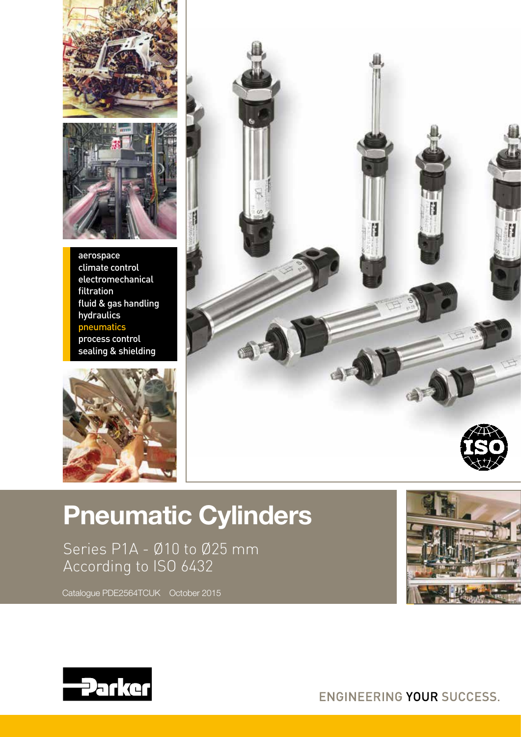aerospace
climate control
electromechanical
filtration
fluid & gas handling
hydraulics
pneumatics
process control
sealing & shielding

# Pneumatic Cylinders

Series P1A - Ø10 to Ø25 mm
According to ISO 6432

Catalogue PDE2564TCUK October 2015

ENGINEERING YOUR SUCCESS.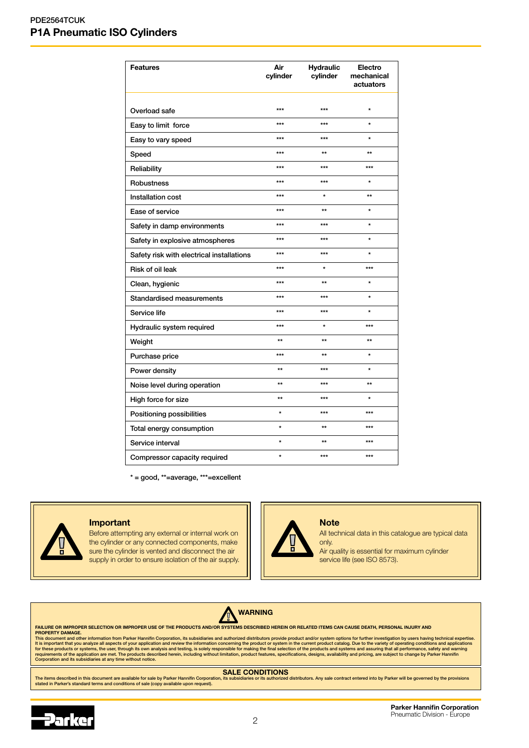| Features | Air cylinder | Hydraulic cylinder | Electro mechanical actuators |
|---|---|---|---|
| Overload safe | *** | *** | * |
| Easy to limit force | *** | *** | * |
| Easy to vary speed | *** | *** | * |
| Speed | *** | ** | ** |
| Reliability | *** | *** | *** |
| Robustness | *** | *** | * |
| Installation cost | *** | * | ** |
| Ease of service | *** | ** | * |
| Safety in damp environments | *** | *** | * |
| Safety in explosive atmospheres | *** | *** | * |
| Safety risk with electrical installations | *** | *** | * |
| Risk of oil leak | *** | * | *** |
| Clean, hygienic | *** | ** | * |
| Standardised measurements | *** | *** | * |
| Service life | *** | *** | * |
| Hydraulic system required | *** | * | *** |
| Weight | ** | ** | ** |
| Purchase price | *** | ** | * |
| Power density | ** | *** | * |
| Noise level during operation | ** | *** | ** |
| High force for size | ** | *** | * |
| Positioning possibilities | * | *** | *** |
| Total energy consumption | * | ** | *** |
| Service interval | * | ** | *** |
| Compressor capacity required | * | *** | *** |

* = good, **=average, ***=excellent

**Important**

Before attempting any external or internal work on the cylinder or any connected components, make sure the cylinder is vented and disconnect the air supply in order to ensure isolation of the air supply.

**Note**

All technical data in this catalogue are typical data only.

Air quality is essential for maximum cylinder service life (see ISO 8573).

**WARNING**

**FAILURE OR IMPROPER SELECTION OR IMPROPER USE OF THE PRODUCTS AND/OR SYSTEMS DESCRIBED HEREIN OR RELATED ITEMS CAN CAUSE DEATH, PERSONAL INJURY AND PROPERTY DAMAGE.**

This document and other information from Parker Hannifin Corporation, its subsidiaries and authorized distributors provide product and/or system options for further investigation by users having technical expertise. It is important that you analyze all aspects of your application and review the information concerning the product or system in the current product catalog. Due to the variety of operating conditions and applications for these products or systems, the user, through its own analysis and testing, is solely responsible for making the final selection of the products and systems and assuring that all performance, safety and warning requirements of the application are met. The products described herein, including without limitation, product features, specifications, designs, availability and pricing, are subject to change by Parker Hannifin Corporation and its subsidiaries at any time without notice.

**SALE CONDITIONS**

The items described in this document are available for sale by Parker Hannifin Corporation, its subsidiaries or its authorized distributors. Any sale contract entered into by Parker will be governed by the provisions stated in Parker's standard terms and conditions of sale (copy available upon request).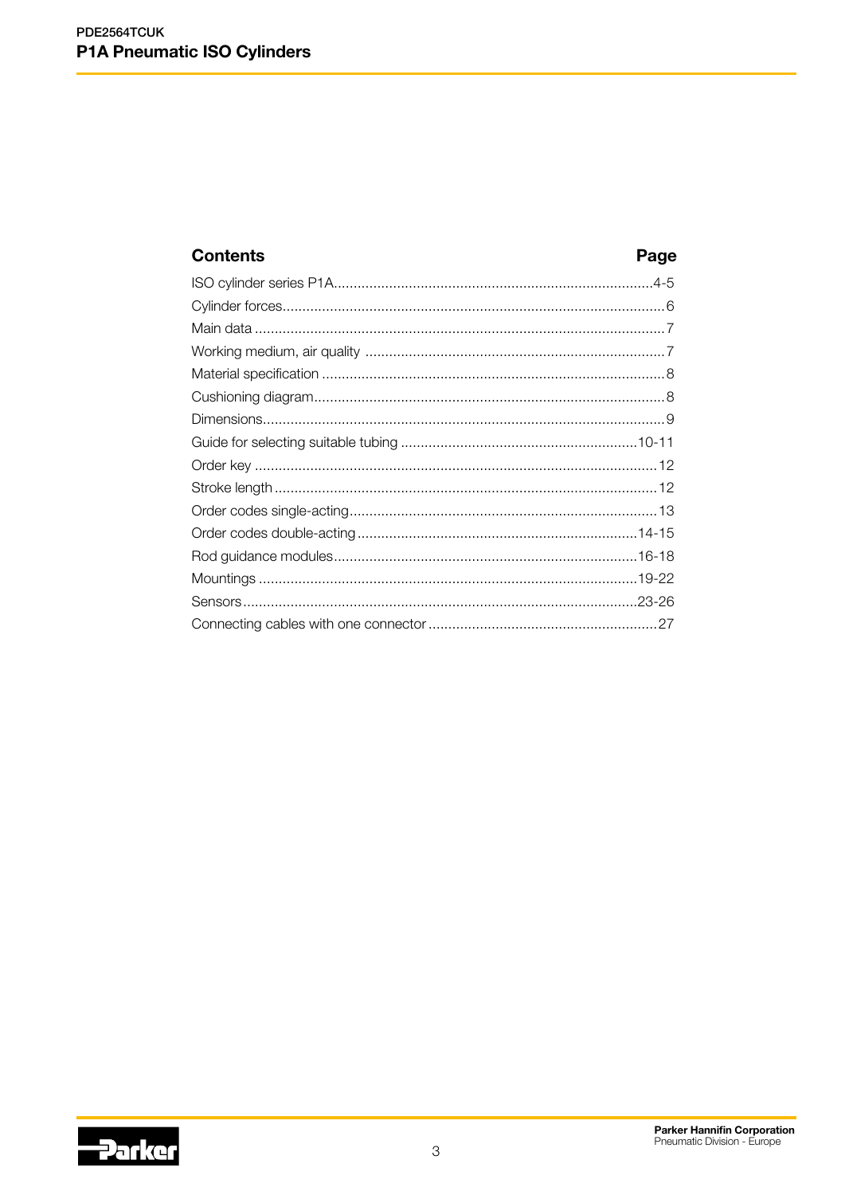| Contents | Page |
| --- | --- |
| ISO cylinder series P1A | 4-5 |
| Cylinder forces | 6 |
| Main data | 7 |
| Working medium, air quality | 7 |
| Material specification | 8 |
| Cushioning diagram | 8 |
| Dimensions | 9 |
| Guide for selecting suitable tubing | 10-11 |
| Order key | 12 |
| Stroke length | 12 |
| Order codes single-acting | 13 |
| Order codes double-acting | 14-15 |
| Rod guidance modules | 16-18 |
| Mountings | 19-22 |
| Sensors | 23-26 |
| Connecting cables with one connector | 27 |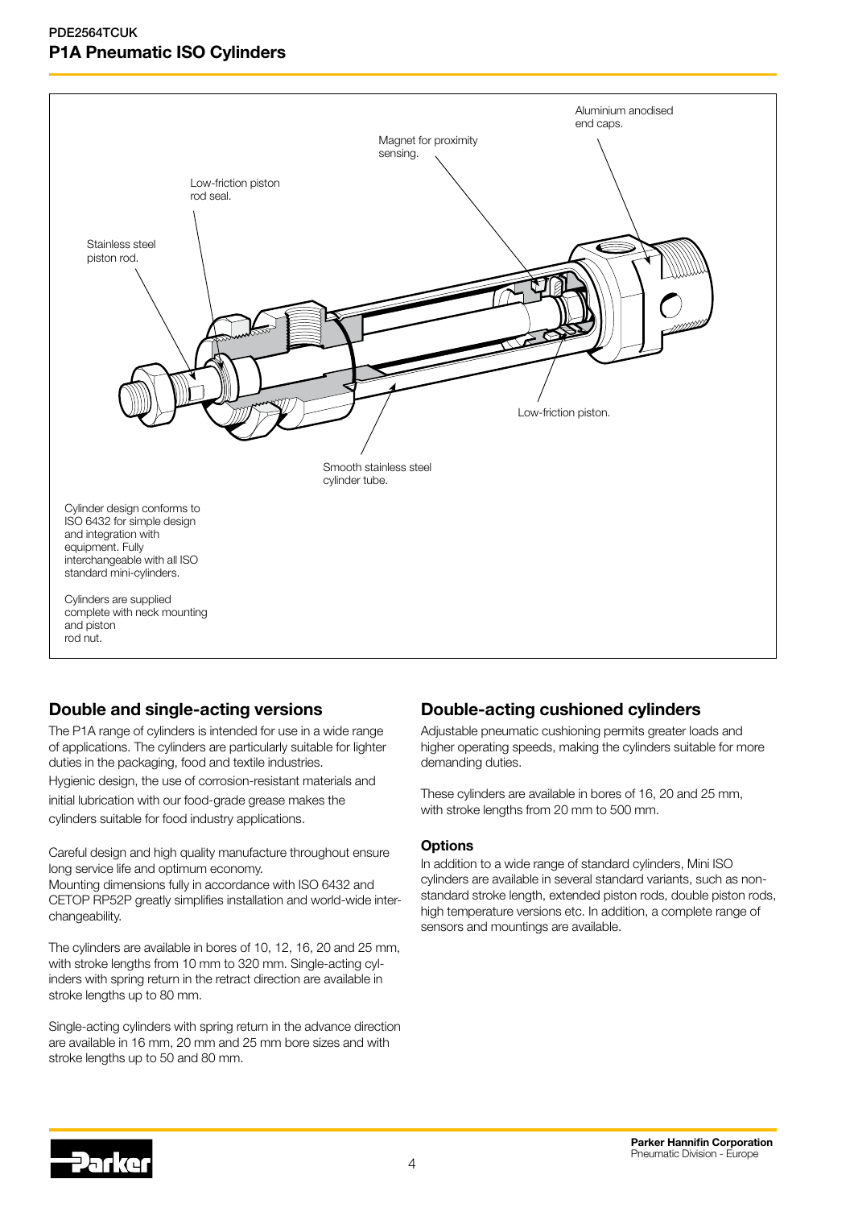## P1A Pneumatic ISO Cylinders

Aluminium anodised end caps.

Magnet for proximity sensing.

Low-friction piston rod seal.

Stainless steel piston rod.

Low-friction piston.

Smooth stainless steel cylinder tube.

Cylinder design conforms to ISO 6432 for simple design and integration with equipment. Fully interchangeable with all ISO standard mini-cylinders.

Cylinders are supplied complete with neck mounting and piston rod nut.

### Double and single-acting versions

The P1A range of cylinders is intended for use in a wide range of applications. The cylinders are particularly suitable for lighter duties in the packaging, food and textile industries.

Hygienic design, the use of corrosion-resistant materials and initial lubrication with our food-grade grease makes the cylinders suitable for food industry applications.

Careful design and high quality manufacture throughout ensure long service life and optimum economy.
Mounting dimensions fully in accordance with ISO 6432 and CETOP RP52P greatly simplifies installation and world-wide interchangeability.

The cylinders are available in bores of 10, 12, 16, 20 and 25 mm, with stroke lengths from 10 mm to 320 mm. Single-acting cylinders with spring return in the retract direction are available in stroke lengths up to 80 mm.

Single-acting cylinders with spring return in the advance direction are available in 16 mm, 20 mm and 25 mm bore sizes and with stroke lengths up to 50 and 80 mm.

### Double-acting cushioned cylinders

Adjustable pneumatic cushioning permits greater loads and higher operating speeds, making the cylinders suitable for more demanding duties.

These cylinders are available in bores of 16, 20 and 25 mm, with stroke lengths from 20 mm to 500 mm.

#### Options

In addition to a wide range of standard cylinders, Mini ISO cylinders are available in several standard variants, such as non-standard stroke length, extended piston rods, double piston rods, high temperature versions etc. In addition, a complete range of sensors and mountings are available.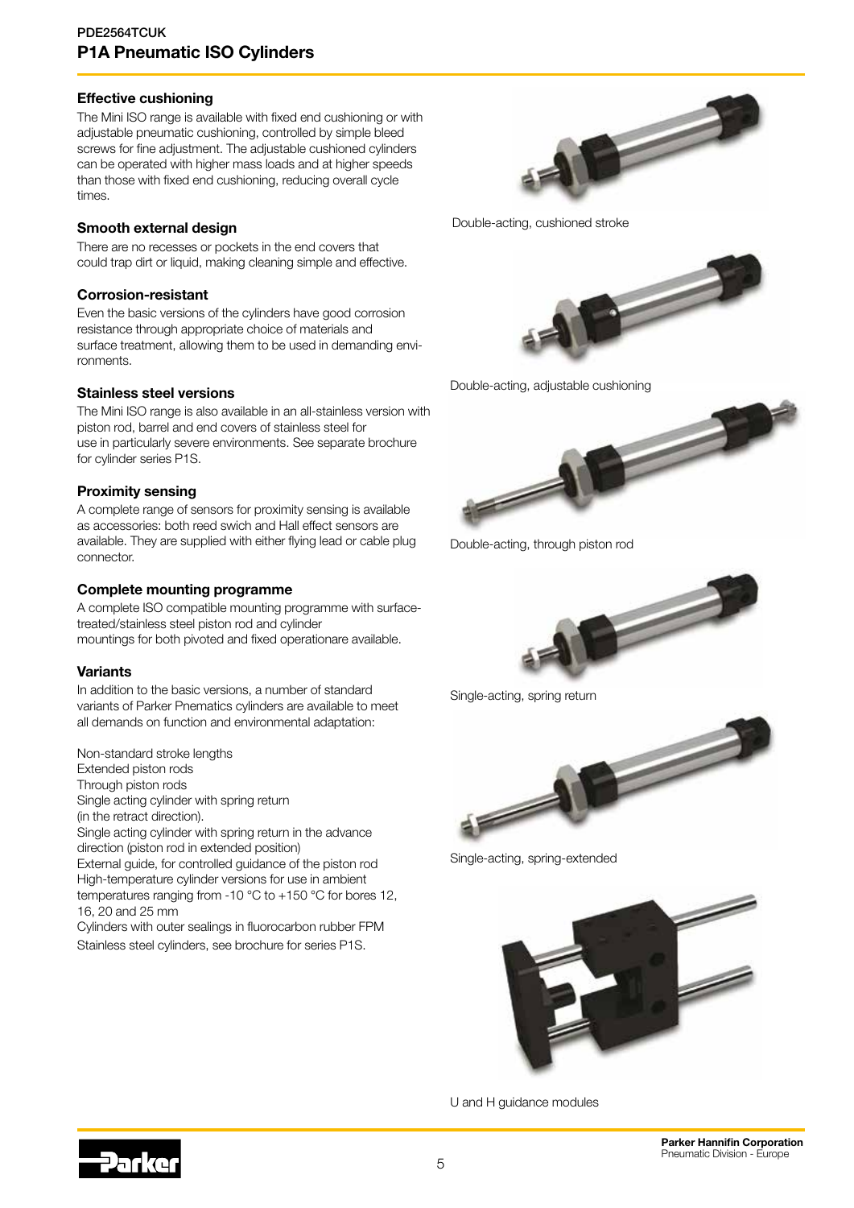## Effective cushioning

The Mini ISO range is available with fixed end cushioning or with adjustable pneumatic cushioning, controlled by simple bleed screws for fine adjustment. The adjustable cushioned cylinders can be operated with higher mass loads and at higher speeds than those with fixed end cushioning, reducing overall cycle times.

## Smooth external design

There are no recesses or pockets in the end covers that could trap dirt or liquid, making cleaning simple and effective.

## Corrosion-resistant

Even the basic versions of the cylinders have good corrosion resistance through appropriate choice of materials and surface treatment, allowing them to be used in demanding environments.

## Stainless steel versions

The Mini ISO range is also available in an all-stainless version with piston rod, barrel and end covers of stainless steel for use in particularly severe environments. See separate brochure for cylinder series P1S.

## Proximity sensing

A complete range of sensors for proximity sensing is available as accessories: both reed swich and Hall effect sensors are available. They are supplied with either flying lead or cable plug connector.

## Complete mounting programme

A complete ISO compatible mounting programme with surface-treated/stainless steel piston rod and cylinder mountings for both pivoted and fixed operationare available.

## Variants

In addition to the basic versions, a number of standard variants of Parker Pnematics cylinders are available to meet all demands on function and environmental adaptation:

Non-standard stroke lengths
Extended piston rods
Through piston rods
Single acting cylinder with spring return (in the retract direction).
Single acting cylinder with spring return in the advance direction (piston rod in extended position)
External guide, for controlled guidance of the piston rod
High-temperature cylinder versions for use in ambient temperatures ranging from -10 °C to +150 °C for bores 12, 16, 20 and 25 mm
Cylinders with outer sealings in fluorocarbon rubber FPM
Stainless steel cylinders, see brochure for series P1S.

Double-acting, cushioned stroke

Double-acting, adjustable cushioning

Double-acting, through piston rod

Single-acting, spring return

Single-acting, spring-extended

U and H guidance modules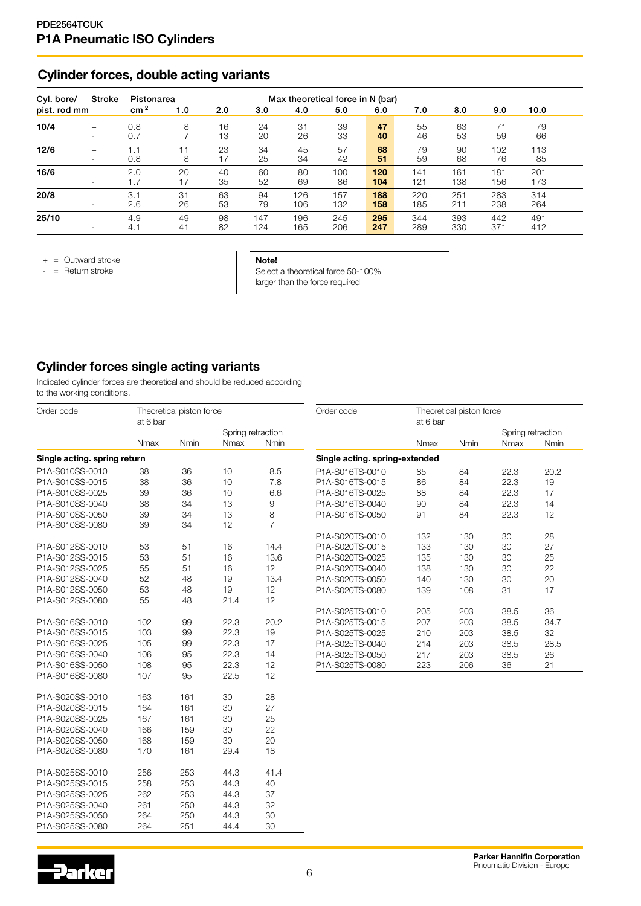## Cylinder forces, double acting variants

| Cyl. bore/ pist. rod mm | Stroke | Pistonarea cm² | Max theoretical force in N (bar) 1.0 | 2.0 | 3.0 | 4.0 | 5.0 | 6.0 | 7.0 | 8.0 | 9.0 | 10.0 |
|---|---|---|---|---|---|---|---|---|---|---|---|---|
| **10/4** | + | 0.8 | 8 | 16 | 24 | 31 | 39 | **47** | 55 | 63 | 71 | 79 |
| | - | 0.7 | 7 | 13 | 20 | 26 | 33 | **40** | 46 | 53 | 59 | 66 |
| **12/6** | + | 1.1 | 11 | 23 | 34 | 45 | 57 | **68** | 79 | 90 | 102 | 113 |
| | - | 0.8 | 8 | 17 | 25 | 34 | 42 | **51** | 59 | 68 | 76 | 85 |
| **16/6** | + | 2.0 | 20 | 40 | 60 | 80 | 100 | **120** | 141 | 161 | 181 | 201 |
| | - | 1.7 | 17 | 35 | 52 | 69 | 86 | **104** | 121 | 138 | 156 | 173 |
| **20/8** | + | 3.1 | 31 | 63 | 94 | 126 | 157 | **188** | 220 | 251 | 283 | 314 |
| | - | 2.6 | 26 | 53 | 79 | 106 | 132 | **158** | 185 | 211 | 238 | 264 |
| **25/10** | + | 4.9 | 49 | 98 | 147 | 196 | 245 | **295** | 344 | 393 | 442 | 491 |
| | - | 4.1 | 41 | 82 | 124 | 165 | 206 | **247** | 289 | 330 | 371 | 412 |

+ = Outward stroke
- = Return stroke

**Note!**
Select a theoretical force 50-100% larger than the force required

## Cylinder forces single acting variants

Indicated cylinder forces are theoretical and should be reduced according to the working conditions.

| Order code | Theoretical piston force at 6 bar | | Spring retraction | |
|---|---|---|---|---|
| | Nmax | Nmin | Nmax | Nmin |
| **Single acting. spring return** | | | | |
| P1A-S010SS-0010 | 38 | 36 | 10 | 8.5 |
| P1A-S010SS-0015 | 38 | 36 | 10 | 7.8 |
| P1A-S010SS-0025 | 39 | 36 | 10 | 6.6 |
| P1A-S010SS-0040 | 38 | 34 | 13 | 9 |
| P1A-S010SS-0050 | 39 | 34 | 13 | 8 |
| P1A-S010SS-0080 | 39 | 34 | 12 | 7 |
| P1A-S012SS-0010 | 53 | 51 | 16 | 14.4 |
| P1A-S012SS-0015 | 53 | 51 | 16 | 13.6 |
| P1A-S012SS-0025 | 55 | 51 | 16 | 12 |
| P1A-S012SS-0040 | 52 | 48 | 19 | 13.4 |
| P1A-S012SS-0050 | 53 | 48 | 19 | 12 |
| P1A-S012SS-0080 | 55 | 48 | 21.4 | 12 |
| P1A-S016SS-0010 | 102 | 99 | 22.3 | 20.2 |
| P1A-S016SS-0015 | 103 | 99 | 22.3 | 19 |
| P1A-S016SS-0025 | 105 | 99 | 22.3 | 17 |
| P1A-S016SS-0040 | 106 | 95 | 22.3 | 14 |
| P1A-S016SS-0050 | 108 | 95 | 22.3 | 12 |
| P1A-S016SS-0080 | 107 | 95 | 22.5 | 12 |
| P1A-S020SS-0010 | 163 | 161 | 30 | 28 |
| P1A-S020SS-0015 | 164 | 161 | 30 | 27 |
| P1A-S020SS-0025 | 167 | 161 | 30 | 25 |
| P1A-S020SS-0040 | 166 | 159 | 30 | 22 |
| P1A-S020SS-0050 | 168 | 159 | 30 | 20 |
| P1A-S020SS-0080 | 170 | 161 | 29.4 | 18 |
| P1A-S025SS-0010 | 256 | 253 | 44.3 | 41.4 |
| P1A-S025SS-0015 | 258 | 253 | 44.3 | 40 |
| P1A-S025SS-0025 | 262 | 253 | 44.3 | 37 |
| P1A-S025SS-0040 | 261 | 250 | 44.3 | 32 |
| P1A-S025SS-0050 | 264 | 250 | 44.3 | 30 |
| P1A-S025SS-0080 | 264 | 251 | 44.4 | 30 |

| Order code | Theoretical piston force at 6 bar | | Spring retraction | |
|---|---|---|---|---|
| | Nmax | Nmin | Nmax | Nmin |
| **Single acting. spring-extended** | | | | |
| P1A-S016TS-0010 | 85 | 84 | 22.3 | 20.2 |
| P1A-S016TS-0015 | 86 | 84 | 22.3 | 19 |
| P1A-S016TS-0025 | 88 | 84 | 22.3 | 17 |
| P1A-S016TS-0040 | 90 | 84 | 22.3 | 14 |
| P1A-S016TS-0050 | 91 | 84 | 22.3 | 12 |
| P1A-S020TS-0010 | 132 | 130 | 30 | 28 |
| P1A-S020TS-0015 | 133 | 130 | 30 | 27 |
| P1A-S020TS-0025 | 135 | 130 | 30 | 25 |
| P1A-S020TS-0040 | 138 | 130 | 30 | 22 |
| P1A-S020TS-0050 | 140 | 130 | 30 | 20 |
| P1A-S020TS-0080 | 139 | 108 | 31 | 17 |
| P1A-S025TS-0010 | 205 | 203 | 38.5 | 36 |
| P1A-S025TS-0015 | 207 | 203 | 38.5 | 34.7 |
| P1A-S025TS-0025 | 210 | 203 | 38.5 | 32 |
| P1A-S025TS-0040 | 214 | 203 | 38.5 | 28.5 |
| P1A-S025TS-0050 | 217 | 203 | 38.5 | 26 |
| P1A-S025TS-0080 | 223 | 206 | 36 | 21 |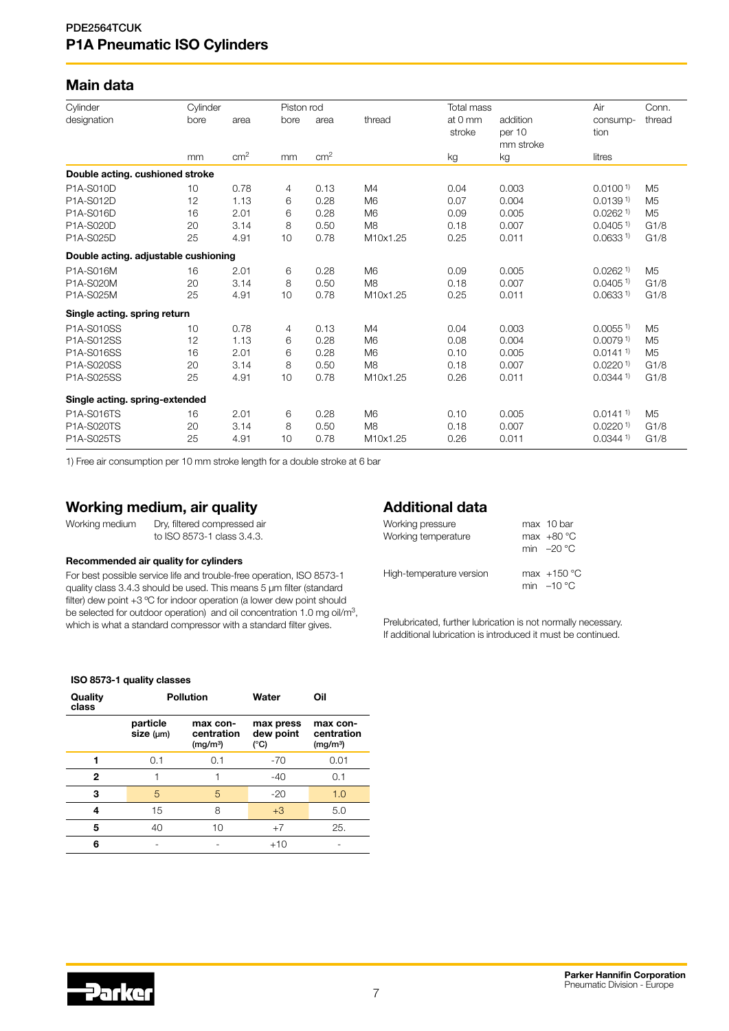PDE2564TCUK

# P1A Pneumatic ISO Cylinders

## Main data

| Cylinder designation | Cylinder bore | area | Piston rod bore | area | thread | Total mass at 0 mm stroke | addition per 10 mm stroke | Air consump-tion | Conn. thread |
|---|---|---|---|---|---|---|---|---|---|
| | mm | $cm^2$ | mm | $cm^2$ | | kg | kg | litres | |
| **Double acting. cushioned stroke** | | | | | | | | | |
| P1A-S010D | 10 | 0.78 | 4 | 0.13 | M4 | 0.04 | 0.003 | 0.0100 [1)] | M5 |
| P1A-S012D | 12 | 1.13 | 6 | 0.28 | M6 | 0.07 | 0.004 | 0.0139 [1)] | M5 |
| P1A-S016D | 16 | 2.01 | 6 | 0.28 | M6 | 0.09 | 0.005 | 0.0262 [1)] | M5 |
| P1A-S020D | 20 | 3.14 | 8 | 0.50 | M8 | 0.18 | 0.007 | 0.0405 [1)] | G1/8 |
| P1A-S025D | 25 | 4.91 | 10 | 0.78 | M10x1.25 | 0.25 | 0.011 | 0.0633 [1)] | G1/8 |
| **Double acting. adjustable cushioning** | | | | | | | | | |
| P1A-S016M | 16 | 2.01 | 6 | 0.28 | M6 | 0.09 | 0.005 | 0.0262 [1)] | M5 |
| P1A-S020M | 20 | 3.14 | 8 | 0.50 | M8 | 0.18 | 0.007 | 0.0405 [1)] | G1/8 |
| P1A-S025M | 25 | 4.91 | 10 | 0.78 | M10x1.25 | 0.25 | 0.011 | 0.0633 [1)] | G1/8 |
| **Single acting. spring return** | | | | | | | | | |
| P1A-S010SS | 10 | 0.78 | 4 | 0.13 | M4 | 0.04 | 0.003 | 0.0055 [1)] | M5 |
| P1A-S012SS | 12 | 1.13 | 6 | 0.28 | M6 | 0.08 | 0.004 | 0.0079 [1)] | M5 |
| P1A-S016SS | 16 | 2.01 | 6 | 0.28 | M6 | 0.10 | 0.005 | 0.0141 [1)] | M5 |
| P1A-S020SS | 20 | 3.14 | 8 | 0.50 | M8 | 0.18 | 0.007 | 0.0220 [1)] | G1/8 |
| P1A-S025SS | 25 | 4.91 | 10 | 0.78 | M10x1.25 | 0.26 | 0.011 | 0.0344 [1)] | G1/8 |
| **Single acting. spring-extended** | | | | | | | | | |
| P1A-S016TS | 16 | 2.01 | 6 | 0.28 | M6 | 0.10 | 0.005 | 0.0141 [1)] | M5 |
| P1A-S020TS | 20 | 3.14 | 8 | 0.50 | M8 | 0.18 | 0.007 | 0.0220 [1)] | G1/8 |
| P1A-S025TS | 25 | 4.91 | 10 | 0.78 | M10x1.25 | 0.26 | 0.011 | 0.0344 [1)] | G1/8 |

1) Free air consumption per 10 mm stroke length for a double stroke at 6 bar

## Working medium, air quality

Working medium — Dry, filtered compressed air to ISO 8573-1 class 3.4.3.

**Recommended air quality for cylinders**

For best possible service life and trouble-free operation, ISO 8573-1 quality class 3.4.3 should be used. This means 5 µm filter (standard filter) dew point +3 °C for indoor operation (a lower dew point should be selected for outdoor operation) and oil concentration 1.0 mg oil/$m^3$, which is what a standard compressor with a standard filter gives.

**ISO 8573-1 quality classes**

| Quality class | Pollution | | Water | Oil |
|---|---|---|---|---|
| | particle size (µm) | max concentration ($mg/m^3$) | max press dew point (°C) | max concentration ($mg/m^3$) |
| **1** | 0.1 | 0.1 | -70 | 0.01 |
| **2** | 1 | 1 | -40 | 0.1 |
| **3** | 5 | 5 | -20 | 1.0 |
| **4** | 15 | 8 | +3 | 5.0 |
| **5** | 40 | 10 | +7 | 25. |
| **6** | - | - | +10 | - |

## Additional data

| | |
|---|---|
| Working pressure | max 10 bar |
| Working temperature | max +80 °C<br>min –20 °C |
| High-temperature version | max +150 °C<br>min –10 °C |

Prelubricated, further lubrication is not normally necessary. If additional lubrication is introduced it must be continued.

**Parker Hannifin Corporation**
Pneumatic Division - Europe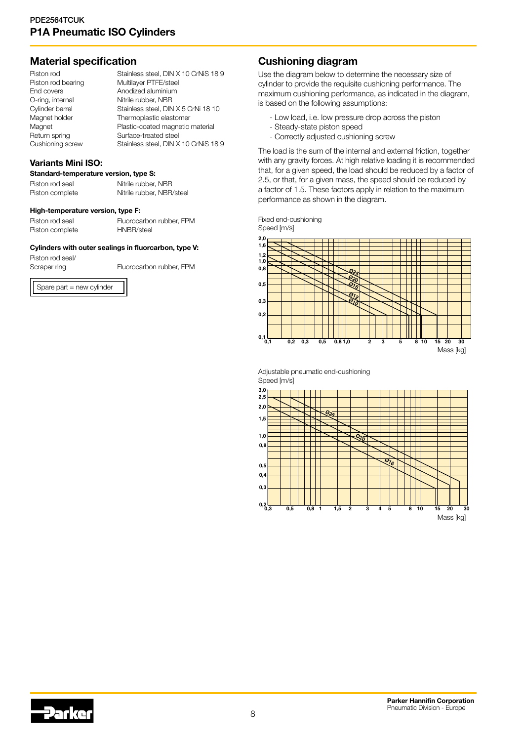## Material specification

| | |
|---|---|
| Piston rod | Stainless steel, DIN X 10 CrNiS 18 9 |
| Piston rod bearing | Multilayer PTFE/steel |
| End covers | Anodized aluminium |
| O-ring, internal | Nitrile rubber, NBR |
| Cylinder barrel | Stainless steel, DIN X 5 CrNi 18 10 |
| Magnet holder | Thermoplastic elastomer |
| Magnet | Plastic-coated magnetic material |
| Return spring | Surface-treated steel |
| Cushioning screw | Stainless steel, DIN X 10 CrNiS 18 9 |

### Variants Mini ISO:

**Standard-temperature version, type S:**

| | |
|---|---|
| Piston rod seal | Nitrile rubber, NBR |
| Piston complete | Nitrile rubber, NBR/steel |

**High-temperature version, type F:**

| | |
|---|---|
| Piston rod seal | Fluorocarbon rubber, FPM |
| Piston complete | HNBR/steel |

**Cylinders with outer sealings in fluorcarbon, type V:**

| | |
|---|---|
| Piston rod seal/ Scraper ring | Fluorocarbon rubber, FPM |

Spare part = new cylinder

## Cushioning diagram

Use the diagram below to determine the necessary size of cylinder to provide the requisite cushioning performance. The maximum cushioning performance, as indicated in the diagram, is based on the following assumptions:

- Low load, i.e. low pressure drop across the piston
- Steady-state piston speed
- Correctly adjusted cushioning screw

The load is the sum of the internal and external friction, together with any gravity forces. At high relative loading it is recommended that, for a given speed, the load should be reduced by a factor of 2.5, or that, for a given mass, the speed should be reduced by a factor of 1.5. These factors apply in relation to the maximum performance as shown in the diagram.

Fixed end-cushioning

Adjustable pneumatic end-cushioning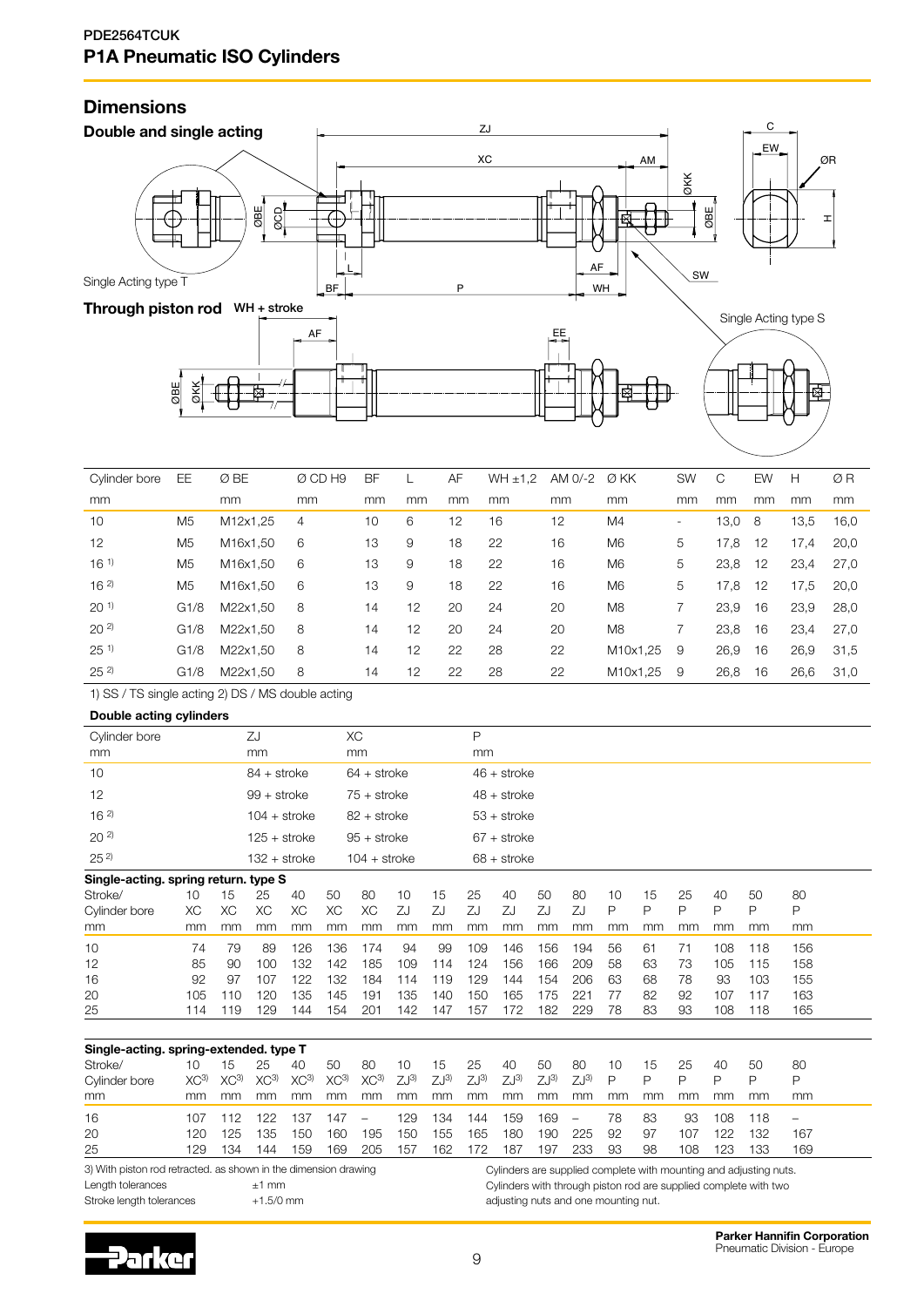PDE2564TCUK
# P1A Pneumatic ISO Cylinders

## Dimensions

### Double and single acting

Single Acting type T

### Through piston rod

Single Acting type S

| Cylinder bore | EE | Ø BE | Ø CD H9 | BF | L | AF | WH ±1,2 | AM 0/-2 | Ø KK | SW | C | EW | H | Ø R |
|---|---|---|---|---|---|---|---|---|---|---|---|---|---|---|
| mm | | mm | mm | mm | mm | mm | mm | mm | mm | mm | mm | mm | mm | mm |
| 10 | M5 | M12x1,25 | 4 | 10 | 6 | 12 | 16 | 12 | M4 | - | 13,0 | 8 | 13,5 | 16,0 |
| 12 | M5 | M16x1,50 | 6 | 13 | 9 | 18 | 22 | 16 | M6 | 5 | 17,8 | 12 | 17,4 | 20,0 |
| 16 [1] | M5 | M16x1,50 | 6 | 13 | 9 | 18 | 22 | 16 | M6 | 5 | 23,8 | 12 | 23,4 | 27,0 |
| 16 [2] | M5 | M16x1,50 | 6 | 13 | 9 | 18 | 22 | 16 | M6 | 5 | 17,8 | 12 | 17,5 | 20,0 |
| 20 [1] | G1/8 | M22x1,50 | 8 | 14 | 12 | 20 | 24 | 20 | M8 | 7 | 23,9 | 16 | 23,9 | 28,0 |
| 20 [2] | G1/8 | M22x1,50 | 8 | 14 | 12 | 20 | 24 | 20 | M8 | 7 | 23,8 | 16 | 23,4 | 27,0 |
| 25 [1] | G1/8 | M22x1,50 | 8 | 14 | 12 | 22 | 28 | 22 | M10x1,25 | 9 | 26,9 | 16 | 26,9 | 31,5 |
| 25 [2] | G1/8 | M22x1,50 | 8 | 14 | 12 | 22 | 28 | 22 | M10x1,25 | 9 | 26,8 | 16 | 26,6 | 31,0 |

1) SS / TS single acting 2) DS / MS double acting

### Double acting cylinders

| Cylinder bore mm | ZJ mm | XC mm | P mm |
|---|---|---|---|
| 10 | 84 + stroke | 64 + stroke | 46 + stroke |
| 12 | 99 + stroke | 75 + stroke | 48 + stroke |
| 16 [2] | 104 + stroke | 82 + stroke | 53 + stroke |
| 20 [2] | 125 + stroke | 95 + stroke | 67 + stroke |
| 25 [2] | 132 + stroke | 104 + stroke | 68 + stroke |

### Single-acting. spring return. type S

| Stroke/ | 10 | 15 | 25 | 40 | 50 | 80 | 10 | 15 | 25 | 40 | 50 | 80 | 10 | 15 | 25 | 40 | 50 | 80 |
|---|---|---|---|---|---|---|---|---|---|---|---|---|---|---|---|---|---|---|
| Cylinder bore | XC | XC | XC | XC | XC | XC | ZJ | ZJ | ZJ | ZJ | ZJ | ZJ | P | P | P | P | P | P |
| mm | mm | mm | mm | mm | mm | mm | mm | mm | mm | mm | mm | mm | mm | mm | mm | mm | mm | mm |
| 10 | 74 | 79 | 89 | 126 | 136 | 174 | 94 | 99 | 109 | 146 | 156 | 194 | 56 | 61 | 71 | 108 | 118 | 156 |
| 12 | 85 | 90 | 100 | 132 | 142 | 185 | 109 | 114 | 124 | 156 | 166 | 209 | 58 | 63 | 73 | 105 | 115 | 158 |
| 16 | 92 | 97 | 107 | 122 | 132 | 184 | 114 | 119 | 129 | 144 | 154 | 206 | 63 | 68 | 78 | 93 | 103 | 155 |
| 20 | 105 | 110 | 120 | 135 | 145 | 191 | 135 | 140 | 150 | 165 | 175 | 221 | 77 | 82 | 92 | 107 | 117 | 163 |
| 25 | 114 | 119 | 129 | 144 | 154 | 201 | 142 | 147 | 157 | 172 | 182 | 229 | 78 | 83 | 93 | 108 | 118 | 165 |

### Single-acting. spring-extended. type T

| Stroke/ | 10 | 15 | 25 | 40 | 50 | 80 | 10 | 15 | 25 | 40 | 50 | 80 | 10 | 15 | 25 | 40 | 50 | 80 |
|---|---|---|---|---|---|---|---|---|---|---|---|---|---|---|---|---|---|---|
| Cylinder bore | XC[3] | XC[3] | XC[3] | XC[3] | XC[3] | XC[3] | ZJ[3] | ZJ[3] | ZJ[3] | ZJ[3] | ZJ[3] | ZJ[3] | P | P | P | P | P | P |
| mm | mm | mm | mm | mm | mm | mm | mm | mm | mm | mm | mm | mm | mm | mm | mm | mm | mm | mm |
| 16 | 107 | 112 | 122 | 137 | 147 | – | 129 | 134 | 144 | 159 | 169 | – | 78 | 83 | 93 | 108 | 118 | – |
| 20 | 120 | 125 | 135 | 150 | 160 | 195 | 150 | 155 | 165 | 180 | 190 | 225 | 92 | 97 | 107 | 122 | 132 | 167 |
| 25 | 129 | 134 | 144 | 159 | 169 | 205 | 157 | 162 | 172 | 187 | 197 | 233 | 93 | 98 | 108 | 123 | 133 | 169 |

3) With piston rod retracted. as shown in the dimension drawing

Length tolerances ±1 mm

Stroke length tolerances +1.5/0 mm

Cylinders are supplied complete with mounting and adjusting nuts.
Cylinders with through piston rod are supplied complete with two adjusting nuts and one mounting nut.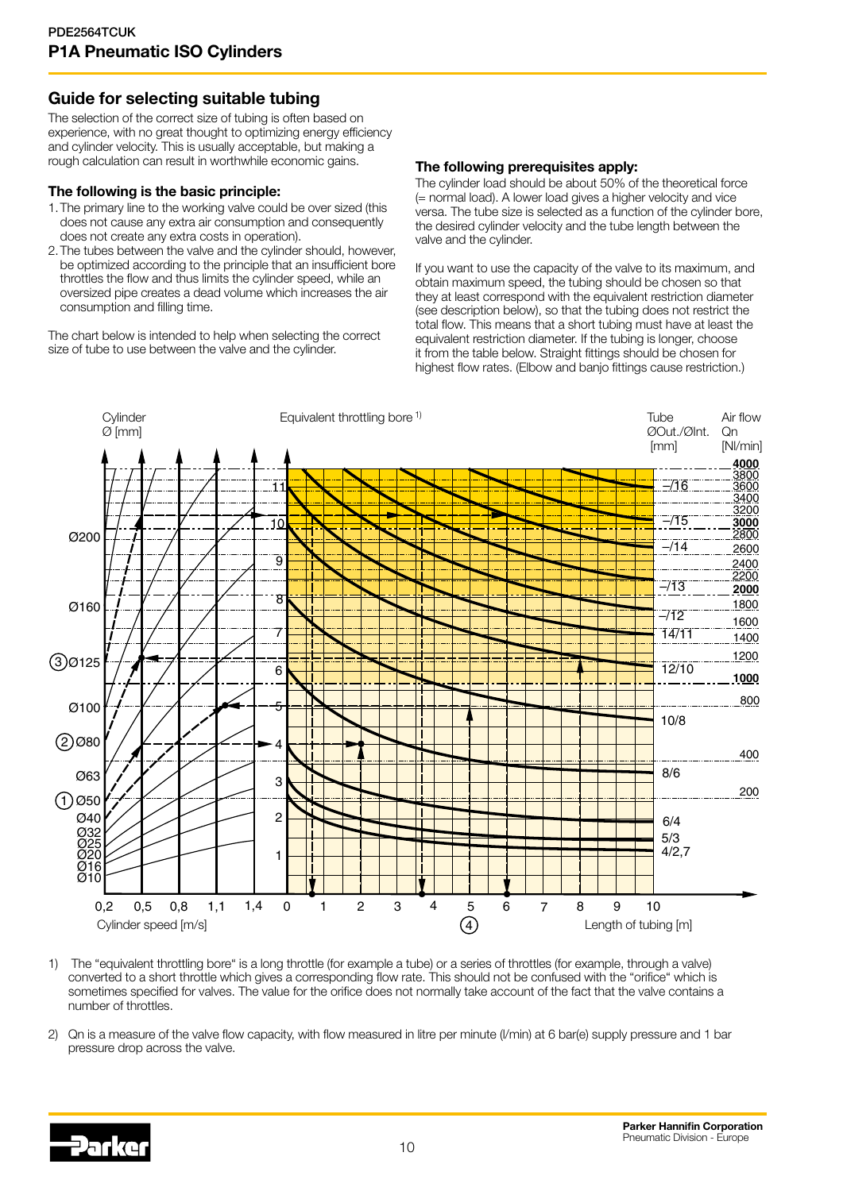## Guide for selecting suitable tubing

The selection of the correct size of tubing is often based on experience, with no great thought to optimizing energy efficiency and cylinder velocity. This is usually acceptable, but making a rough calculation can result in worthwhile economic gains.

### The following is the basic principle:

1. The primary line to the working valve could be over sized (this does not cause any extra air consumption and consequently does not create any extra costs in operation).
2. The tubes between the valve and the cylinder should, however, be optimized according to the principle that an insufficient bore throttles the flow and thus limits the cylinder speed, while an oversized pipe creates a dead volume which increases the air consumption and filling time.

The chart below is intended to help when selecting the correct size of tube to use between the valve and the cylinder.

### The following prerequisites apply:

The cylinder load should be about 50% of the theoretical force (= normal load). A lower load gives a higher velocity and vice versa. The tube size is selected as a function of the cylinder bore, the desired cylinder velocity and the tube length between the valve and the cylinder.

If you want to use the capacity of the valve to its maximum, and obtain maximum speed, the tubing should be chosen so that they at least correspond with the equivalent restriction diameter (see description below), so that the tubing does not restrict the total flow. This means that a short tubing must have at least the equivalent restriction diameter. If the tubing is longer, choose it from the table below. Straight fittings should be chosen for highest flow rates. (Elbow and banjo fittings cause restriction.)

Cylinder Ø [mm] | Equivalent throttling bore [1] | Tube ØOut./ØInt. [mm] | Air flow Qn [Nl/min]

Cylinder bores: Ø200, Ø160, ③ Ø125, Ø100, ② Ø80, Ø63, ① Ø50, Ø40, Ø32, Ø25, Ø20, Ø16, Ø10

Cylinder speed [m/s]: 0,2 0,5 0,8 1,1 1,4

Equivalent throttling bore: 1 2 3 4 5 6 7 8 9 10 11

Length of tubing [m] ④: 0 1 2 3 4 5 6 7 8 9 10

Tube ØOut./ØInt.: 4/2,7, 5/3, 6/4, 8/6, 10/8, 12/10, 14/11, –/12, –/13, –/14, –/15, –/16

Air flow Qn [Nl/min]: 200, 400, 800, 1000, 1200, 1400, 1600, 1800, 2000, 2200, 2400, 2600, 2800, 3000, 3200, 3400, 3600, 3800, 4000

1) The "equivalent throttling bore" is a long throttle (for example a tube) or a series of throttles (for example, through a valve) converted to a short throttle which gives a corresponding flow rate. This should not be confused with the "orifice" which is sometimes specified for valves. The value for the orifice does not normally take account of the fact that the valve contains a number of throttles.

2) Qn is a measure of the valve flow capacity, with flow measured in litre per minute (l/min) at 6 bar(e) supply pressure and 1 bar pressure drop across the valve.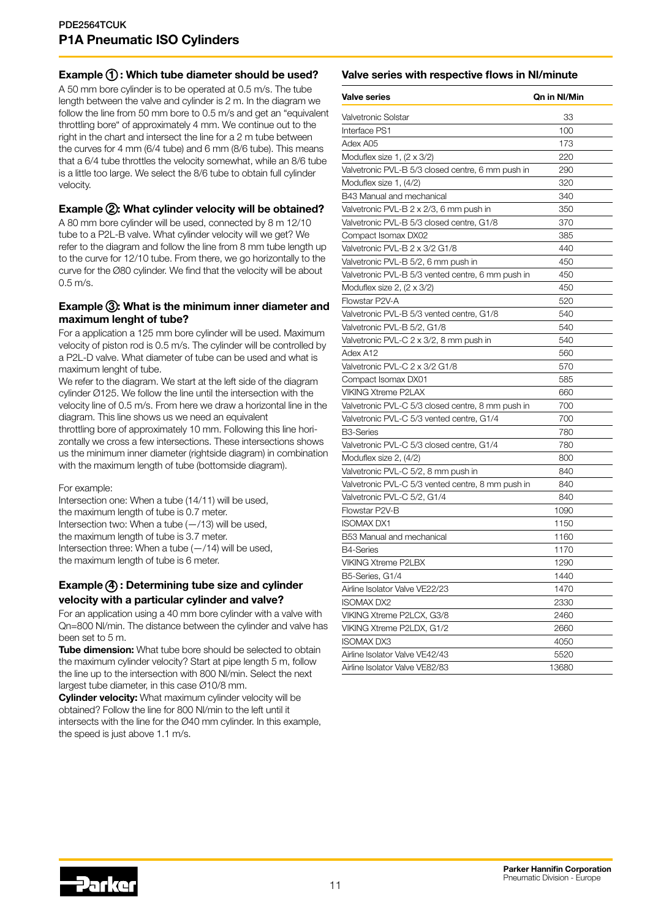## Example ①: Which tube diameter should be used?

A 50 mm bore cylinder is to be operated at 0.5 m/s. The tube length between the valve and cylinder is 2 m. In the diagram we follow the line from 50 mm bore to 0.5 m/s and get an "equivalent throttling bore" of approximately 4 mm. We continue out to the right in the chart and intersect the line for a 2 m tube between the curves for 4 mm (6/4 tube) and 6 mm (8/6 tube). This means that a 6/4 tube throttles the velocity somewhat, while an 8/6 tube is a little too large. We select the 8/6 tube to obtain full cylinder velocity.

## Example ②: What cylinder velocity will be obtained?

A 80 mm bore cylinder will be used, connected by 8 m 12/10 tube to a P2L-B valve. What cylinder velocity will we get? We refer to the diagram and follow the line from 8 mm tube length up to the curve for 12/10 tube. From there, we go horizontally to the curve for the Ø80 cylinder. We find that the velocity will be about 0.5 m/s.

## Example ③: What is the minimum inner diameter and maximum lenght of tube?

For a application a 125 mm bore cylinder will be used. Maximum velocity of piston rod is 0.5 m/s. The cylinder will be controlled by a P2L-D valve. What diameter of tube can be used and what is maximum lenght of tube.

We refer to the diagram. We start at the left side of the diagram cylinder Ø125. We follow the line until the intersection with the velocity line of 0.5 m/s. From here we draw a horizontal line in the diagram. This line shows us we need an equivalent throttling bore of approximately 10 mm. Following this line horizontally we cross a few intersections. These intersections shows us the minimum inner diameter (rightside diagram) in combination with the maximum length of tube (bottomside diagram).

For example:

Intersection one: When a tube (14/11) will be used, the maximum length of tube is 0.7 meter.

Intersection two: When a tube (—/13) will be used, the maximum length of tube is 3.7 meter.

Intersection three: When a tube (—/14) will be used, the maximum length of tube is 6 meter.

## Example ④: Determining tube size and cylinder velocity with a particular cylinder and valve?

For an application using a 40 mm bore cylinder with a valve with Qn=800 Nl/min. The distance between the cylinder and valve has been set to 5 m.

**Tube dimension:** What tube bore should be selected to obtain the maximum cylinder velocity? Start at pipe length 5 m, follow the line up to the intersection with 800 Nl/min. Select the next largest tube diameter, in this case Ø10/8 mm.

**Cylinder velocity:** What maximum cylinder velocity will be obtained? Follow the line for 800 Nl/min to the left until it intersects with the line for the Ø40 mm cylinder. In this example, the speed is just above 1.1 m/s.

## Valve series with respective flows in Nl/minute

| Valve series | Qn in Nl/Min |
|---|---|
| Valvetronic Solstar | 33 |
| Interface PS1 | 100 |
| Adex A05 | 173 |
| Moduflex size 1, (2 x 3/2) | 220 |
| Valvetronic PVL-B 5/3 closed centre, 6 mm push in | 290 |
| Moduflex size 1, (4/2) | 320 |
| B43 Manual and mechanical | 340 |
| Valvetronic PVL-B 2 x 2/3, 6 mm push in | 350 |
| Valvetronic PVL-B 5/3 closed centre, G1/8 | 370 |
| Compact Isomax DX02 | 385 |
| Valvetronic PVL-B 2 x 3/2 G1/8 | 440 |
| Valvetronic PVL-B 5/2, 6 mm push in | 450 |
| Valvetronic PVL-B 5/3 vented centre, 6 mm push in | 450 |
| Moduflex size 2, (2 x 3/2) | 450 |
| Flowstar P2V-A | 520 |
| Valvetronic PVL-B 5/3 vented centre, G1/8 | 540 |
| Valvetronic PVL-B 5/2, G1/8 | 540 |
| Valvetronic PVL-C 2 x 3/2, 8 mm push in | 540 |
| Adex A12 | 560 |
| Valvetronic PVL-C 2 x 3/2 G1/8 | 570 |
| Compact Isomax DX01 | 585 |
| VIKING Xtreme P2LAX | 660 |
| Valvetronic PVL-C 5/3 closed centre, 8 mm push in | 700 |
| Valvetronic PVL-C 5/3 vented centre, G1/4 | 700 |
| B3-Series | 780 |
| Valvetronic PVL-C 5/3 closed centre, G1/4 | 780 |
| Moduflex size 2, (4/2) | 800 |
| Valvetronic PVL-C 5/2, 8 mm push in | 840 |
| Valvetronic PVL-C 5/3 vented centre, 8 mm push in | 840 |
| Valvetronic PVL-C 5/2, G1/4 | 840 |
| Flowstar P2V-B | 1090 |
| ISOMAX DX1 | 1150 |
| B53 Manual and mechanical | 1160 |
| B4-Series | 1170 |
| VIKING Xtreme P2LBX | 1290 |
| B5-Series, G1/4 | 1440 |
| Airline Isolator Valve VE22/23 | 1470 |
| ISOMAX DX2 | 2330 |
| VIKING Xtreme P2LCX, G3/8 | 2460 |
| VIKING Xtreme P2LDX, G1/2 | 2660 |
| ISOMAX DX3 | 4050 |
| Airline Isolator Valve VE42/43 | 5520 |
| Airline Isolator Valve VE82/83 | 13680 |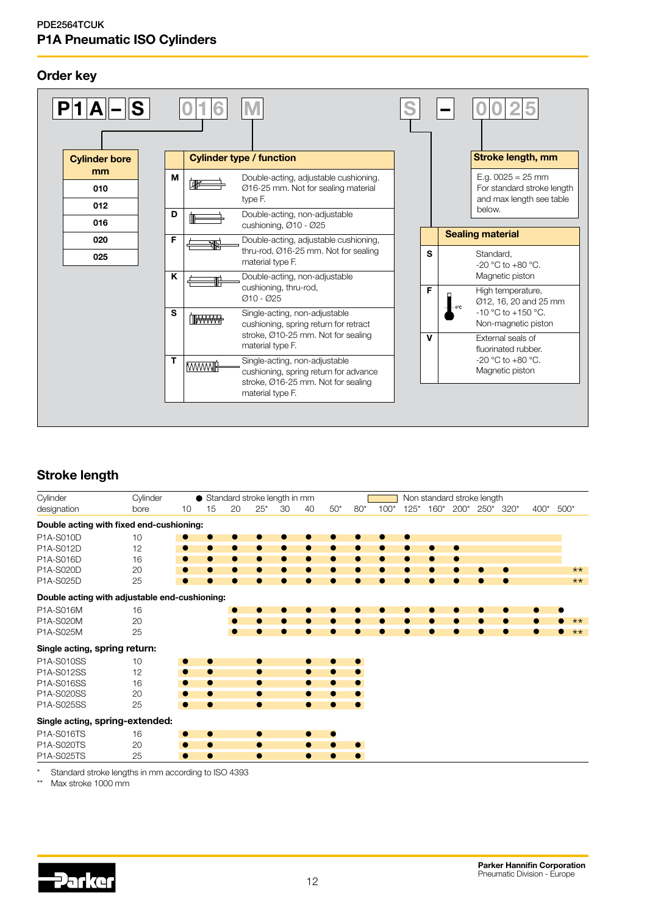# P1A Pneumatic ISO Cylinders

## Order key

**P1A – S 016 M S – 0025**

| Cylinder bore mm |
|---|
| 010 |
| 012 |
| 016 |
| 020 |
| 025 |

| | Cylinder type / function |
|---|---|
| **M** | Double-acting, adjustable cushioning. Ø16-25 mm. Not for sealing material type F. |
| **D** | Double-acting, non-adjustable cushioning, Ø10 - Ø25 |
| **F** | Double-acting, adjustable cushioning, thru-rod, Ø16-25 mm. Not for sealing material type F. |
| **K** | Double-acting, non-adjustable cushioning, thru-rod, Ø10 - Ø25 |
| **S** | Single-acting, non-adjustable cushioning, spring return for retract stroke, Ø10-25 mm. Not for sealing material type F. |
| **T** | Single-acting, non-adjustable cushioning, spring return for advance stroke, Ø16-25 mm. Not for sealing material type F. |

| | Sealing material |
|---|---|
| **S** | Standard, -20 °C to +80 °C. Magnetic piston |
| **F** | High temperature, Ø12, 16, 20 and 25 mm -10 °C to +150 °C. Non-magnetic piston |
| **V** | External seals of fluorinated rubber. -20 °C to +80 °C. Magnetic piston |

**Stroke length, mm**

E.g. 0025 = 25 mm
For standard stroke length and max length see table below.

## Stroke length

● Standard stroke length in mm; Non standard stroke length (shaded)

| Cylinder designation | Cylinder bore | 10 | 15 | 20 | 25* | 30 | 40 | 50* | 80* | 100* | 125* | 160* | 200* | 250* | 320* | 400* | 500* | |
|---|---|---|---|---|---|---|---|---|---|---|---|---|---|---|---|---|---|---|
| **Double acting with fixed end-cushioning:** | | | | | | | | | | | | | | | | | | |
| P1A-S010D | 10 | ● | ● | ● | ● | ● | ● | ● | ● | ● | ● | | | | | | | |
| P1A-S012D | 12 | ● | ● | ● | ● | ● | ● | ● | ● | ● | ● | ● | ● | | | | | |
| P1A-S016D | 16 | ● | ● | ● | ● | ● | ● | ● | ● | ● | ● | ● | ● | | | | | |
| P1A-S020D | 20 | ● | ● | ● | ● | ● | ● | ● | ● | ● | ● | ● | ● | ● | ● | | | ** |
| P1A-S025D | 25 | ● | ● | ● | ● | ● | ● | ● | ● | ● | ● | ● | ● | ● | ● | | | ** |
| **Double acting with adjustable end-cushioning:** | | | | | | | | | | | | | | | | | | |
| P1A-S016M | 16 | | | ● | ● | ● | ● | ● | ● | ● | ● | ● | ● | ● | ● | ● | ● | |
| P1A-S020M | 20 | | | ● | ● | ● | ● | ● | ● | ● | ● | ● | ● | ● | ● | ● | ● | ** |
| P1A-S025M | 25 | | | ● | ● | ● | ● | ● | ● | ● | ● | ● | ● | ● | ● | ● | ● | ** |
| **Single acting, spring return:** | | | | | | | | | | | | | | | | | | |
| P1A-S010SS | 10 | ● | ● | | ● | | ● | ● | ● | | | | | | | | | |
| P1A-S012SS | 12 | ● | ● | | ● | | ● | ● | ● | | | | | | | | | |
| P1A-S016SS | 16 | ● | ● | | ● | | ● | ● | ● | | | | | | | | | |
| P1A-S020SS | 20 | ● | ● | | ● | | ● | ● | ● | | | | | | | | | |
| P1A-S025SS | 25 | ● | ● | | ● | | ● | ● | ● | | | | | | | | | |
| **Single acting, spring-extended:** | | | | | | | | | | | | | | | | | | |
| P1A-S016TS | 16 | ● | ● | | ● | | ● | ● | | | | | | | | | | |
| P1A-S020TS | 20 | ● | ● | | ● | | ● | ● | ● | | | | | | | | | |
| P1A-S025TS | 25 | ● | ● | | ● | | ● | ● | ● | | | | | | | | | |

\* Standard stroke lengths in mm according to ISO 4393
\** Max stroke 1000 mm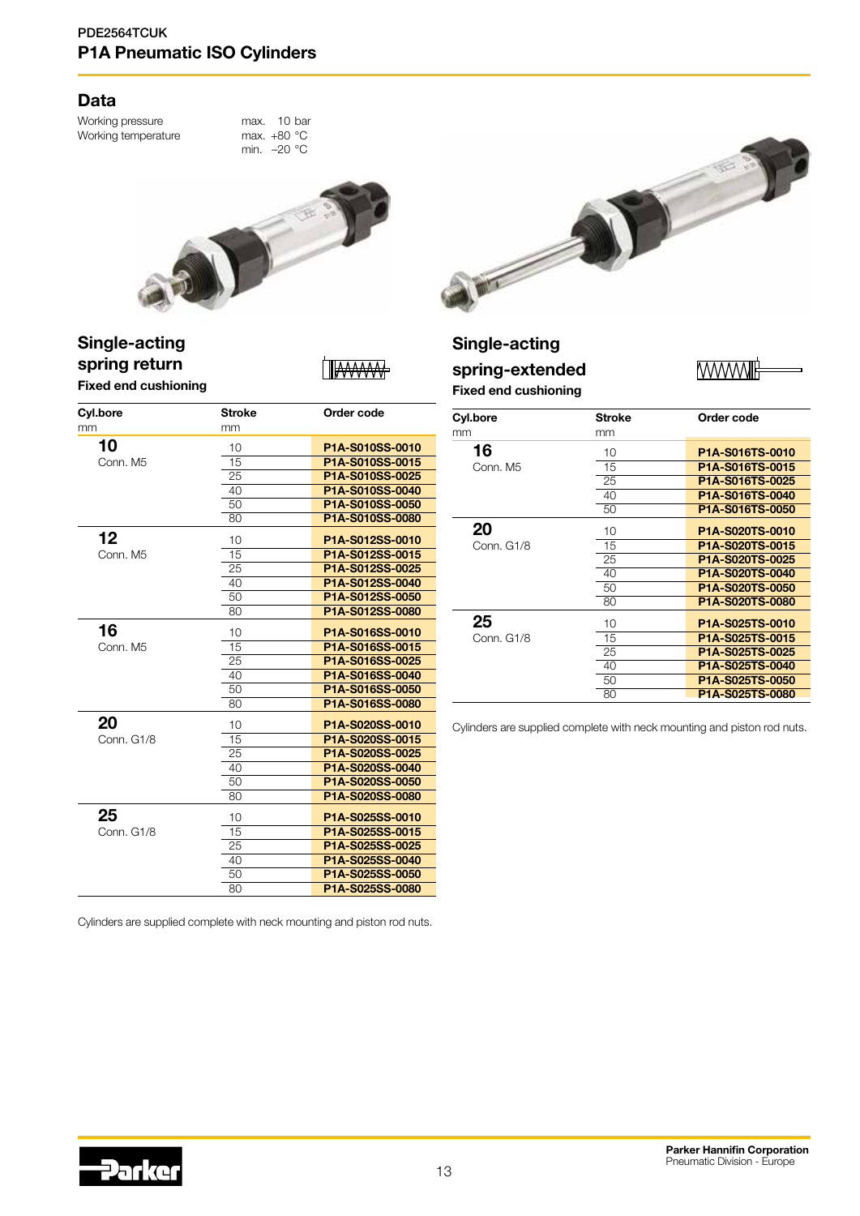# P1A Pneumatic ISO Cylinders

## Data

| | |
|---|---|
| Working pressure | max. 10 bar |
| Working temperature | max. +80 °C |
| | min. –20 °C |

## Single-acting spring return

**Fixed end cushioning**

| Cyl.bore mm | Stroke mm | Order code |
|---|---|---|
| **10** Conn. M5 | 10 | **P1A-S010SS-0010** |
| | 15 | **P1A-S010SS-0015** |
| | 25 | **P1A-S010SS-0025** |
| | 40 | **P1A-S010SS-0040** |
| | 50 | **P1A-S010SS-0050** |
| | 80 | **P1A-S010SS-0080** |
| **12** Conn. M5 | 10 | **P1A-S012SS-0010** |
| | 15 | **P1A-S012SS-0015** |
| | 25 | **P1A-S012SS-0025** |
| | 40 | **P1A-S012SS-0040** |
| | 50 | **P1A-S012SS-0050** |
| | 80 | **P1A-S012SS-0080** |
| **16** Conn. M5 | 10 | **P1A-S016SS-0010** |
| | 15 | **P1A-S016SS-0015** |
| | 25 | **P1A-S016SS-0025** |
| | 40 | **P1A-S016SS-0040** |
| | 50 | **P1A-S016SS-0050** |
| | 80 | **P1A-S016SS-0080** |
| **20** Conn. G1/8 | 10 | **P1A-S020SS-0010** |
| | 15 | **P1A-S020SS-0015** |
| | 25 | **P1A-S020SS-0025** |
| | 40 | **P1A-S020SS-0040** |
| | 50 | **P1A-S020SS-0050** |
| | 80 | **P1A-S020SS-0080** |
| **25** Conn. G1/8 | 10 | **P1A-S025SS-0010** |
| | 15 | **P1A-S025SS-0015** |
| | 25 | **P1A-S025SS-0025** |
| | 40 | **P1A-S025SS-0040** |
| | 50 | **P1A-S025SS-0050** |
| | 80 | **P1A-S025SS-0080** |

Cylinders are supplied complete with neck mounting and piston rod nuts.

## Single-acting spring-extended

**Fixed end cushioning**

| Cyl.bore mm | Stroke mm | Order code |
|---|---|---|
| **16** Conn. M5 | 10 | **P1A-S016TS-0010** |
| | 15 | **P1A-S016TS-0015** |
| | 25 | **P1A-S016TS-0025** |
| | 40 | **P1A-S016TS-0040** |
| | 50 | **P1A-S016TS-0050** |
| **20** Conn. G1/8 | 10 | **P1A-S020TS-0010** |
| | 15 | **P1A-S020TS-0015** |
| | 25 | **P1A-S020TS-0025** |
| | 40 | **P1A-S020TS-0040** |
| | 50 | **P1A-S020TS-0050** |
| | 80 | **P1A-S020TS-0080** |
| **25** Conn. G1/8 | 10 | **P1A-S025TS-0010** |
| | 15 | **P1A-S025TS-0015** |
| | 25 | **P1A-S025TS-0025** |
| | 40 | **P1A-S025TS-0040** |
| | 50 | **P1A-S025TS-0050** |
| | 80 | **P1A-S025TS-0080** |

Cylinders are supplied complete with neck mounting and piston rod nuts.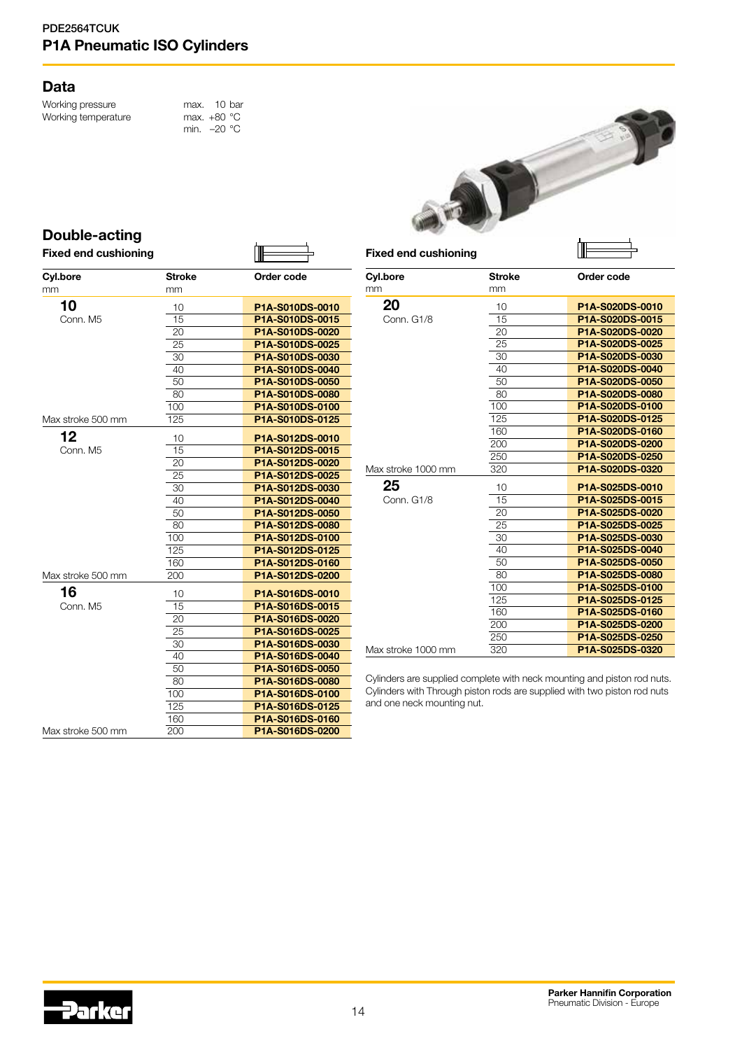PDE2564TCUK

# P1A Pneumatic ISO Cylinders

## Data

| | |
|---|---|
| Working pressure | max. 10 bar |
| Working temperature | max. +80 °C |
| | min. −20 °C |

## Double-acting

### Fixed end cushioning

| Cyl.bore mm | Stroke mm | Order code |
|---|---|---|
| **10** Conn. M5 | 10 | P1A-S010DS-0010 |
| | 15 | P1A-S010DS-0015 |
| | 20 | P1A-S010DS-0020 |
| | 25 | P1A-S010DS-0025 |
| | 30 | P1A-S010DS-0030 |
| | 40 | P1A-S010DS-0040 |
| | 50 | P1A-S010DS-0050 |
| | 80 | P1A-S010DS-0080 |
| | 100 | P1A-S010DS-0100 |
| Max stroke 500 mm | 125 | P1A-S010DS-0125 |
| **12** Conn. M5 | 10 | P1A-S012DS-0010 |
| | 15 | P1A-S012DS-0015 |
| | 20 | P1A-S012DS-0020 |
| | 25 | P1A-S012DS-0025 |
| | 30 | P1A-S012DS-0030 |
| | 40 | P1A-S012DS-0040 |
| | 50 | P1A-S012DS-0050 |
| | 80 | P1A-S012DS-0080 |
| | 100 | P1A-S012DS-0100 |
| | 125 | P1A-S012DS-0125 |
| | 160 | P1A-S012DS-0160 |
| Max stroke 500 mm | 200 | P1A-S012DS-0200 |
| **16** Conn. M5 | 10 | P1A-S016DS-0010 |
| | 15 | P1A-S016DS-0015 |
| | 20 | P1A-S016DS-0020 |
| | 25 | P1A-S016DS-0025 |
| | 30 | P1A-S016DS-0030 |
| | 40 | P1A-S016DS-0040 |
| | 50 | P1A-S016DS-0050 |
| | 80 | P1A-S016DS-0080 |
| | 100 | P1A-S016DS-0100 |
| | 125 | P1A-S016DS-0125 |
| | 160 | P1A-S016DS-0160 |
| Max stroke 500 mm | 200 | P1A-S016DS-0200 |

### Fixed end cushioning

| Cyl.bore mm | Stroke mm | Order code |
|---|---|---|
| **20** Conn. G1/8 | 10 | P1A-S020DS-0010 |
| | 15 | P1A-S020DS-0015 |
| | 20 | P1A-S020DS-0020 |
| | 25 | P1A-S020DS-0025 |
| | 30 | P1A-S020DS-0030 |
| | 40 | P1A-S020DS-0040 |
| | 50 | P1A-S020DS-0050 |
| | 80 | P1A-S020DS-0080 |
| | 100 | P1A-S020DS-0100 |
| | 125 | P1A-S020DS-0125 |
| | 160 | P1A-S020DS-0160 |
| | 200 | P1A-S020DS-0200 |
| | 250 | P1A-S020DS-0250 |
| Max stroke 1000 mm | 320 | P1A-S020DS-0320 |
| **25** Conn. G1/8 | 10 | P1A-S025DS-0010 |
| | 15 | P1A-S025DS-0015 |
| | 20 | P1A-S025DS-0020 |
| | 25 | P1A-S025DS-0025 |
| | 30 | P1A-S025DS-0030 |
| | 40 | P1A-S025DS-0040 |
| | 50 | P1A-S025DS-0050 |
| | 80 | P1A-S025DS-0080 |
| | 100 | P1A-S025DS-0100 |
| | 125 | P1A-S025DS-0125 |
| | 160 | P1A-S025DS-0160 |
| | 200 | P1A-S025DS-0200 |
| | 250 | P1A-S025DS-0250 |
| Max stroke 1000 mm | 320 | P1A-S025DS-0320 |

Cylinders are supplied complete with neck mounting and piston rod nuts. Cylinders with Through piston rods are supplied with two piston rod nuts and one neck mounting nut.

**Parker Hannifin Corporation**
Pneumatic Division - Europe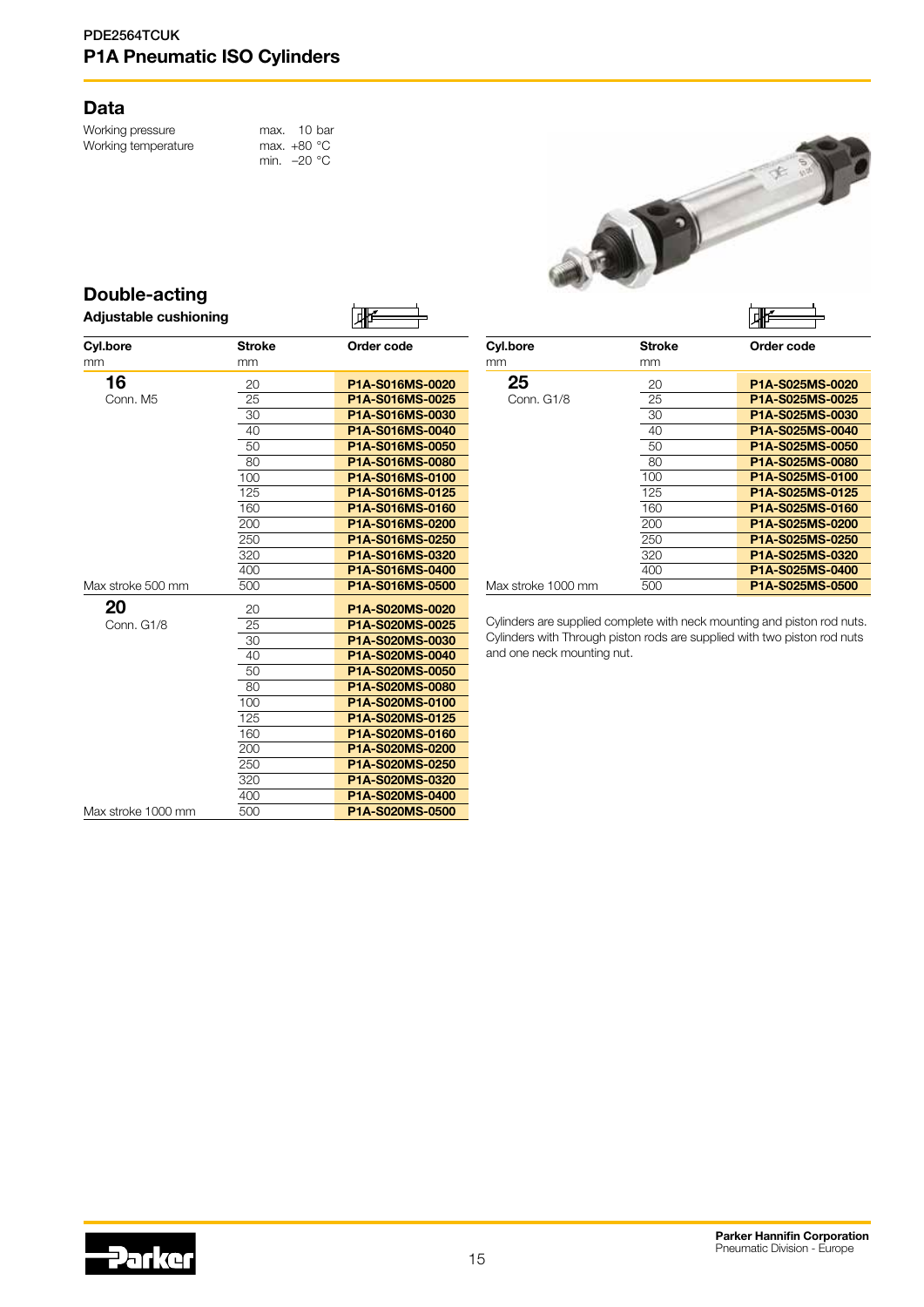## Data

| | |
|---|---|
| Working pressure | max. 10 bar |
| Working temperature | max. +80 °C |
| | min. –20 °C |

## Double-acting

**Adjustable cushioning**

| Cyl.bore mm | Stroke mm | Order code |
|---|---|---|
| **16** Conn. M5 | 20 | **P1A-S016MS-0020** |
| | 25 | **P1A-S016MS-0025** |
| | 30 | **P1A-S016MS-0030** |
| | 40 | **P1A-S016MS-0040** |
| | 50 | **P1A-S016MS-0050** |
| | 80 | **P1A-S016MS-0080** |
| | 100 | **P1A-S016MS-0100** |
| | 125 | **P1A-S016MS-0125** |
| | 160 | **P1A-S016MS-0160** |
| | 200 | **P1A-S016MS-0200** |
| | 250 | **P1A-S016MS-0250** |
| | 320 | **P1A-S016MS-0320** |
| | 400 | **P1A-S016MS-0400** |
| Max stroke 500 mm | 500 | **P1A-S016MS-0500** |
| **20** Conn. G1/8 | 20 | **P1A-S020MS-0020** |
| | 25 | **P1A-S020MS-0025** |
| | 30 | **P1A-S020MS-0030** |
| | 40 | **P1A-S020MS-0040** |
| | 50 | **P1A-S020MS-0050** |
| | 80 | **P1A-S020MS-0080** |
| | 100 | **P1A-S020MS-0100** |
| | 125 | **P1A-S020MS-0125** |
| | 160 | **P1A-S020MS-0160** |
| | 200 | **P1A-S020MS-0200** |
| | 250 | **P1A-S020MS-0250** |
| | 320 | **P1A-S020MS-0320** |
| | 400 | **P1A-S020MS-0400** |
| Max stroke 1000 mm | 500 | **P1A-S020MS-0500** |

| Cyl.bore mm | Stroke mm | Order code |
|---|---|---|
| **25** Conn. G1/8 | 20 | **P1A-S025MS-0020** |
| | 25 | **P1A-S025MS-0025** |
| | 30 | **P1A-S025MS-0030** |
| | 40 | **P1A-S025MS-0040** |
| | 50 | **P1A-S025MS-0050** |
| | 80 | **P1A-S025MS-0080** |
| | 100 | **P1A-S025MS-0100** |
| | 125 | **P1A-S025MS-0125** |
| | 160 | **P1A-S025MS-0160** |
| | 200 | **P1A-S025MS-0200** |
| | 250 | **P1A-S025MS-0250** |
| | 320 | **P1A-S025MS-0320** |
| | 400 | **P1A-S025MS-0400** |
| Max stroke 1000 mm | 500 | **P1A-S025MS-0500** |

Cylinders are supplied complete with neck mounting and piston rod nuts. Cylinders with Through piston rods are supplied with two piston rod nuts and one neck mounting nut.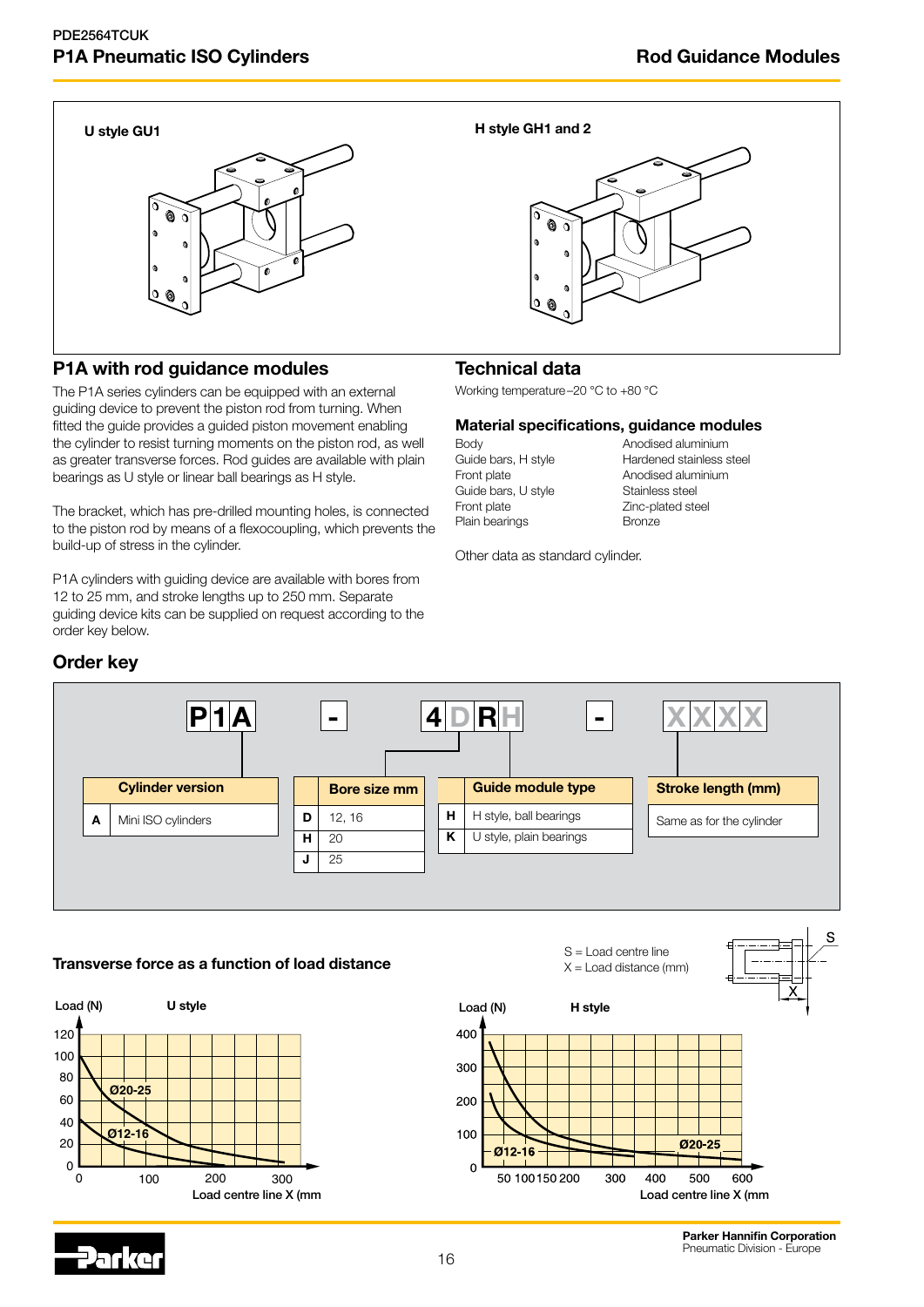## P1A with rod guidance modules

The P1A series cylinders can be equipped with an external guiding device to prevent the piston rod from turning. When fitted the guide provides a guided piston movement enabling the cylinder to resist turning moments on the piston rod, as well as greater transverse forces. Rod guides are available with plain bearings as U style or linear ball bearings as H style.

The bracket, which has pre-drilled mounting holes, is connected to the piston rod by means of a flexocoupling, which prevents the build-up of stress in the cylinder.

P1A cylinders with guiding device are available with bores from 12 to 25 mm, and stroke lengths up to 250 mm. Separate guiding device kits can be supplied on request according to the order key below.

## Technical data

Working temperature –20 °C to +80 °C

### Material specifications, guidance modules

| | |
|---|---|
| Body | Anodised aluminium |
| Guide bars, H style | Hardened stainless steel |
| Front plate | Anodised aluminium |
| Guide bars, U style | Stainless steel |
| Front plate | Zinc-plated steel |
| Plain bearings | Bronze |

Other data as standard cylinder.

## Order key

P1A - 4DRH - XXXX

| Cylinder version | |
|---|---|
| A | Mini ISO cylinders |

| Bore size mm | |
|---|---|
| D | 12, 16 |
| H | 20 |
| J | 25 |

| Guide module type | |
|---|---|
| H | H style, ball bearings |
| K | U style, plain bearings |

| Stroke length (mm) |
|---|
| Same as for the cylinder |

### Transverse force as a function of load distance

S = Load centre line
X = Load distance (mm)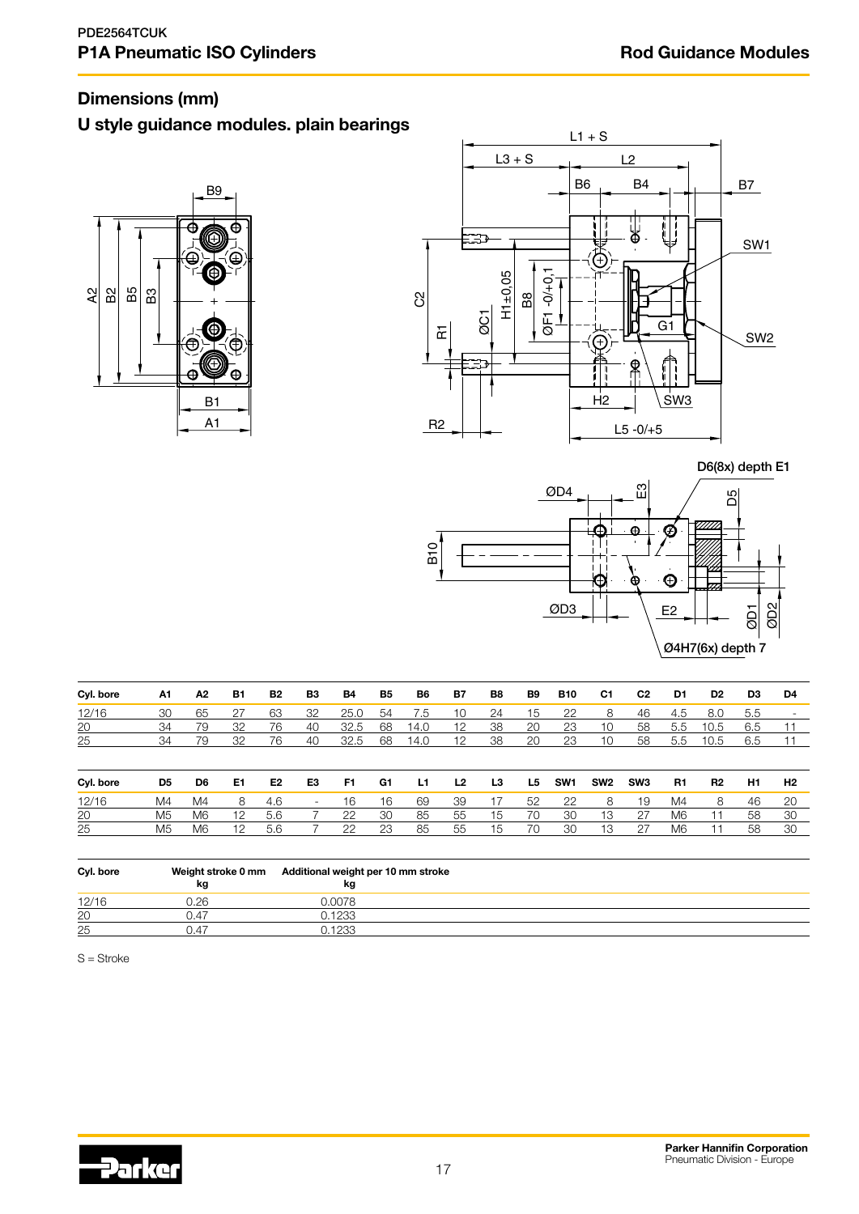## Dimensions (mm)

### U style guidance modules. plain bearings

| Cyl. bore | A1 | A2 | B1 | B2 | B3 | B4 | B5 | B6 | B7 | B8 | B9 | B10 | C1 | C2 | D1 | D2 | D3 | D4 |
|---|---|---|---|---|---|---|---|---|---|---|---|---|---|---|---|---|---|---|
| 12/16 | 30 | 65 | 27 | 63 | 32 | 25.0 | 54 | 7.5 | 10 | 24 | 15 | 22 | 8 | 46 | 4.5 | 8.0 | 5.5 | - |
| 20 | 34 | 79 | 32 | 76 | 40 | 32.5 | 68 | 14.0 | 12 | 38 | 20 | 23 | 10 | 58 | 5.5 | 10.5 | 6.5 | 11 |
| 25 | 34 | 79 | 32 | 76 | 40 | 32.5 | 68 | 14.0 | 12 | 38 | 20 | 23 | 10 | 58 | 5.5 | 10.5 | 6.5 | 11 |

| Cyl. bore | D5 | D6 | E1 | E2 | E3 | F1 | G1 | L1 | L2 | L3 | L5 | SW1 | SW2 | SW3 | R1 | R2 | H1 | H2 |
|---|---|---|---|---|---|---|---|---|---|---|---|---|---|---|---|---|---|---|
| 12/16 | M4 | M4 | 8 | 4.6 | - | 16 | 16 | 69 | 39 | 17 | 52 | 22 | 8 | 19 | M4 | 8 | 46 | 20 |
| 20 | M5 | M6 | 12 | 5.6 | 7 | 22 | 30 | 85 | 55 | 15 | 70 | 30 | 13 | 27 | M6 | 11 | 58 | 30 |
| 25 | M5 | M6 | 12 | 5.6 | 7 | 22 | 23 | 85 | 55 | 15 | 70 | 30 | 13 | 27 | M6 | 11 | 58 | 30 |

| Cyl. bore | Weight stroke 0 mm<br>kg | Additional weight per 10 mm stroke<br>kg |
|---|---|---|
| 12/16 | 0.26 | 0.0078 |
| 20 | 0.47 | 0.1233 |
| 25 | 0.47 | 0.1233 |

S = Stroke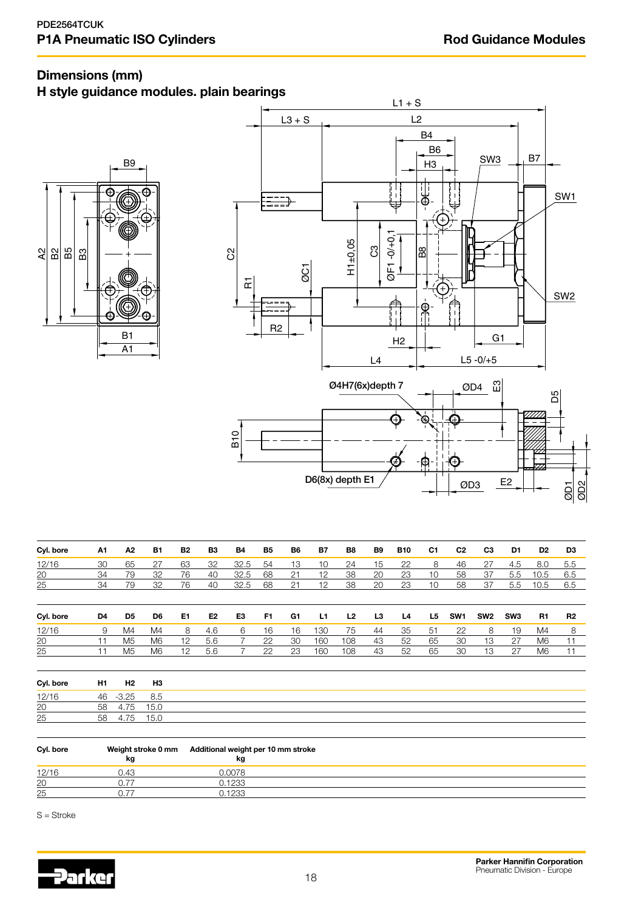PDE2564TCUK

**P1A Pneumatic ISO Cylinders**

**Rod Guidance Modules**

## Dimensions (mm)

## H style guidance modules. plain bearings

| Cyl. bore | A1 | A2 | B1 | B2 | B3 | B4 | B5 | B6 | B7 | B8 | B9 | B10 | C1 | C2 | C3 | D1 | D2 | D3 |
|---|---|---|---|---|---|---|---|---|---|---|---|---|---|---|---|---|---|---|
| 12/16 | 30 | 65 | 27 | 63 | 32 | 32.5 | 54 | 13 | 10 | 24 | 15 | 22 | 8 | 46 | 27 | 4.5 | 8.0 | 5.5 |
| 20 | 34 | 79 | 32 | 76 | 40 | 32.5 | 68 | 21 | 12 | 38 | 20 | 23 | 10 | 58 | 37 | 5.5 | 10.5 | 6.5 |
| 25 | 34 | 79 | 32 | 76 | 40 | 32.5 | 68 | 21 | 12 | 38 | 20 | 23 | 10 | 58 | 37 | 5.5 | 10.5 | 6.5 |

| Cyl. bore | D4 | D5 | D6 | E1 | E2 | E3 | F1 | G1 | L1 | L2 | L3 | L4 | L5 | SW1 | SW2 | SW3 | R1 | R2 |
|---|---|---|---|---|---|---|---|---|---|---|---|---|---|---|---|---|---|---|
| 12/16 | 9 | M4 | M4 | 8 | 4.6 | 6 | 16 | 16 | 130 | 75 | 44 | 35 | 51 | 22 | 8 | 19 | M4 | 8 |
| 20 | 11 | M5 | M6 | 12 | 5.6 | 7 | 22 | 30 | 160 | 108 | 43 | 52 | 65 | 30 | 13 | 27 | M6 | 11 |
| 25 | 11 | M5 | M6 | 12 | 5.6 | 7 | 22 | 23 | 160 | 108 | 43 | 52 | 65 | 30 | 13 | 27 | M6 | 11 |

| Cyl. bore | H1 | H2 | H3 |
|---|---|---|---|
| 12/16 | 46 | -3.25 | 8.5 |
| 20 | 58 | 4.75 | 15.0 |
| 25 | 58 | 4.75 | 15.0 |

| Cyl. bore | Weight stroke 0 mm kg | Additional weight per 10 mm stroke kg |
|---|---|---|
| 12/16 | 0.43 | 0.0078 |
| 20 | 0.77 | 0.1233 |
| 25 | 0.77 | 0.1233 |

S = Stroke

**Parker Hannifin Corporation**
Pneumatic Division - Europe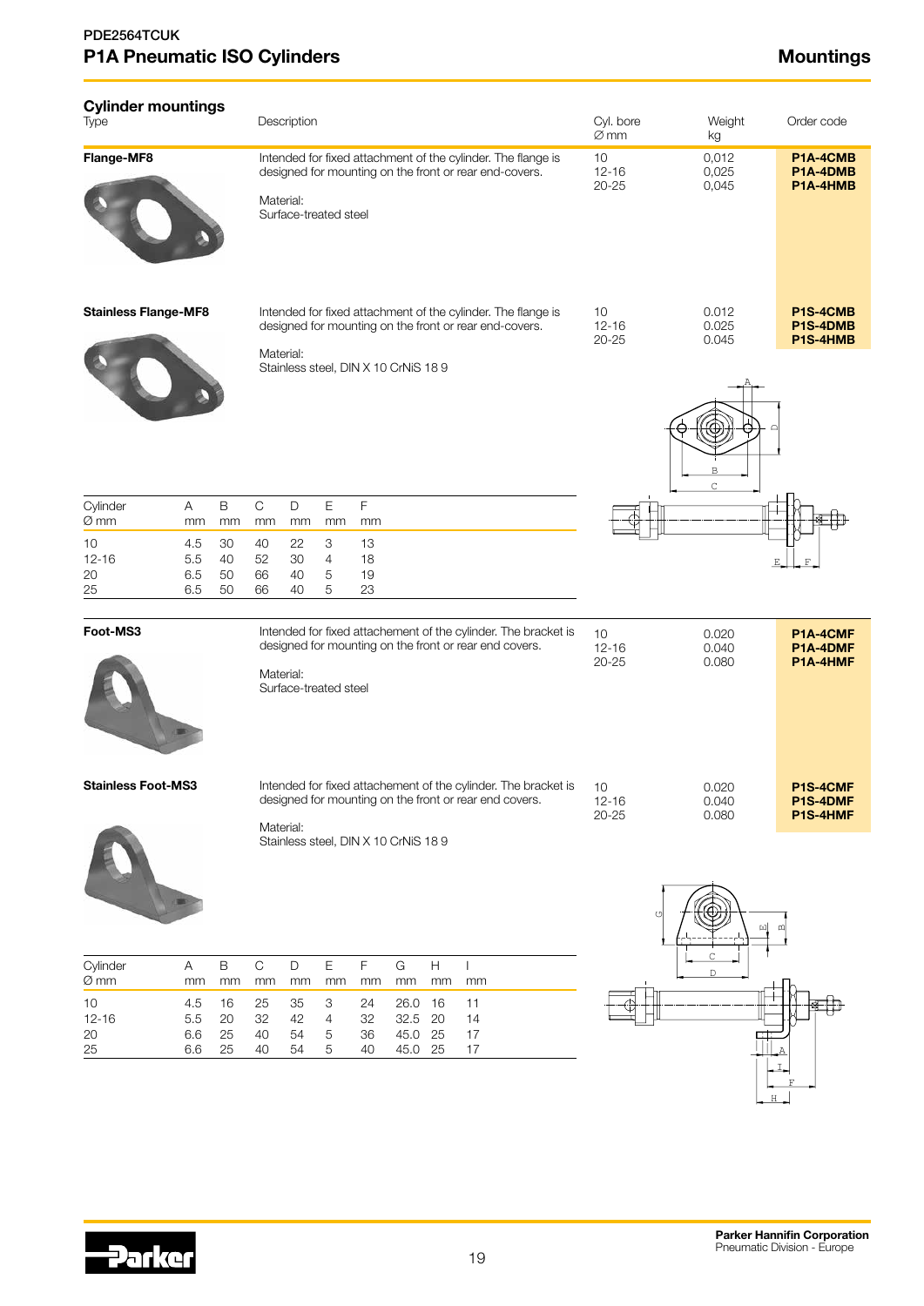## Cylinder mountings

| Type | Description | Cyl. bore Ø mm | Weight kg | Order code |
|---|---|---|---|---|
| **Flange-MF8** | Intended for fixed attachment of the cylinder. The flange is designed for mounting on the front or rear end-covers. Material: Surface-treated steel | 10<br>12-16<br>20-25 | 0,012<br>0,025<br>0,045 | **P1A-4CMB**<br>**P1A-4DMB**<br>**P1A-4HMB** |
| **Stainless Flange-MF8** | Intended for fixed attachment of the cylinder. The flange is designed for mounting on the front or rear end-covers. Material: Stainless steel, DIN X 10 CrNiS 18 9 | 10<br>12-16<br>20-25 | 0.012<br>0.025<br>0.045 | **P1S-4CMB**<br>**P1S-4DMB**<br>**P1S-4HMB** |

| Cylinder Ø mm | A mm | B mm | C mm | D mm | E mm | F mm |
|---|---|---|---|---|---|---|
| 10 | 4.5 | 30 | 40 | 22 | 3 | 13 |
| 12-16 | 5.5 | 40 | 52 | 30 | 4 | 18 |
| 20 | 6.5 | 50 | 66 | 40 | 5 | 19 |
| 25 | 6.5 | 50 | 66 | 40 | 5 | 23 |

| Type | Description | Cyl. bore Ø mm | Weight kg | Order code |
|---|---|---|---|---|
| **Foot-MS3** | Intended for fixed attachement of the cylinder. The bracket is designed for mounting on the front or rear end covers. Material: Surface-treated steel | 10<br>12-16<br>20-25 | 0.020<br>0.040<br>0.080 | **P1A-4CMF**<br>**P1A-4DMF**<br>**P1A-4HMF** |
| **Stainless Foot-MS3** | Intended for fixed attachement of the cylinder. The bracket is designed for mounting on the front or rear end covers. Material: Stainless steel, DIN X 10 CrNiS 18 9 | 10<br>12-16<br>20-25 | 0.020<br>0.040<br>0.080 | **P1S-4CMF**<br>**P1S-4DMF**<br>**P1S-4HMF** |

| Cylinder Ø mm | A mm | B mm | C mm | D mm | E mm | F mm | G mm | H mm | I mm |
|---|---|---|---|---|---|---|---|---|---|
| 10 | 4.5 | 16 | 25 | 35 | 3 | 24 | 26.0 | 16 | 11 |
| 12-16 | 5.5 | 20 | 32 | 42 | 4 | 32 | 32.5 | 20 | 14 |
| 20 | 6.6 | 25 | 40 | 54 | 5 | 36 | 45.0 | 25 | 17 |
| 25 | 6.6 | 25 | 40 | 54 | 5 | 40 | 45.0 | 25 | 17 |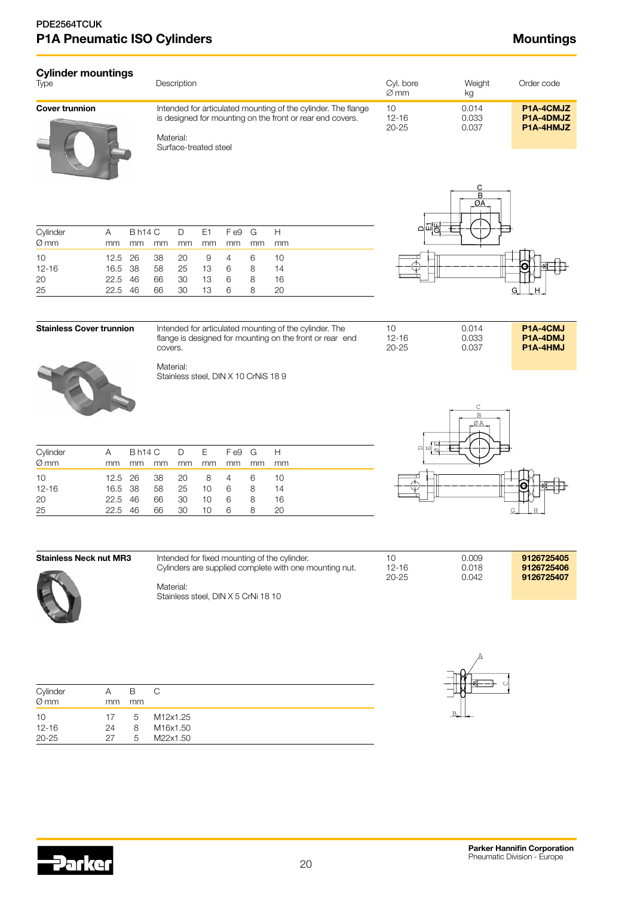## Cylinder mountings

| Type | Description | Cyl. bore Ø mm | Weight kg | Order code |
|---|---|---|---|---|
| **Cover trunnion** | Intended for articulated mounting of the cylinder. The flange is designed for mounting on the front or rear end covers. Material: Surface-treated steel | 10<br>12-16<br>20-25 | 0.014<br>0.033<br>0.037 | **P1A-4CMJZ**<br>**P1A-4DMJZ**<br>**P1A-4HMJZ** |

| Cylinder Ø mm | A mm | B h14 mm | C mm | D mm | E1 mm | F e9 mm | G mm | H mm |
|---|---|---|---|---|---|---|---|---|
| 10 | 12.5 | 26 | 38 | 20 | 9 | 4 | 6 | 10 |
| 12-16 | 16.5 | 38 | 58 | 25 | 13 | 6 | 8 | 14 |
| 20 | 22.5 | 46 | 66 | 30 | 13 | 6 | 8 | 16 |
| 25 | 22.5 | 46 | 66 | 30 | 13 | 6 | 8 | 20 |

| Type | Description | Cyl. bore Ø mm | Weight kg | Order code |
|---|---|---|---|---|
| **Stainless Cover trunnion** | Intended for articulated mounting of the cylinder. The flange is designed for mounting on the front or rear end covers. Material: Stainless steel, DIN X 10 CrNiS 18 9 | 10<br>12-16<br>20-25 | 0.014<br>0.033<br>0.037 | **P1A-4CMJ**<br>**P1A-4DMJ**<br>**P1A-4HMJ** |

| Cylinder Ø mm | A mm | B h14 mm | C mm | D mm | E mm | F e9 mm | G mm | H mm |
|---|---|---|---|---|---|---|---|---|
| 10 | 12.5 | 26 | 38 | 20 | 8 | 4 | 6 | 10 |
| 12-16 | 16.5 | 38 | 58 | 25 | 10 | 6 | 8 | 14 |
| 20 | 22.5 | 46 | 66 | 30 | 10 | 6 | 8 | 16 |
| 25 | 22.5 | 46 | 66 | 30 | 10 | 6 | 8 | 20 |

| Type | Description | Cyl. bore Ø mm | Weight kg | Order code |
|---|---|---|---|---|
| **Stainless Neck nut MR3** | Intended for fixed mounting of the cylinder. Cylinders are supplied complete with one mounting nut. Material: Stainless steel, DIN X 5 CrNi 18 10 | 10<br>12-16<br>20-25 | 0.009<br>0.018<br>0.042 | **9126725405**<br>**9126725406**<br>**9126725407** |

| Cylinder Ø mm | A mm | B mm | C |
|---|---|---|---|
| 10 | 17 | 5 | M12x1.25 |
| 12-16 | 24 | 8 | M16x1.50 |
| 20-25 | 27 | 5 | M22x1.50 |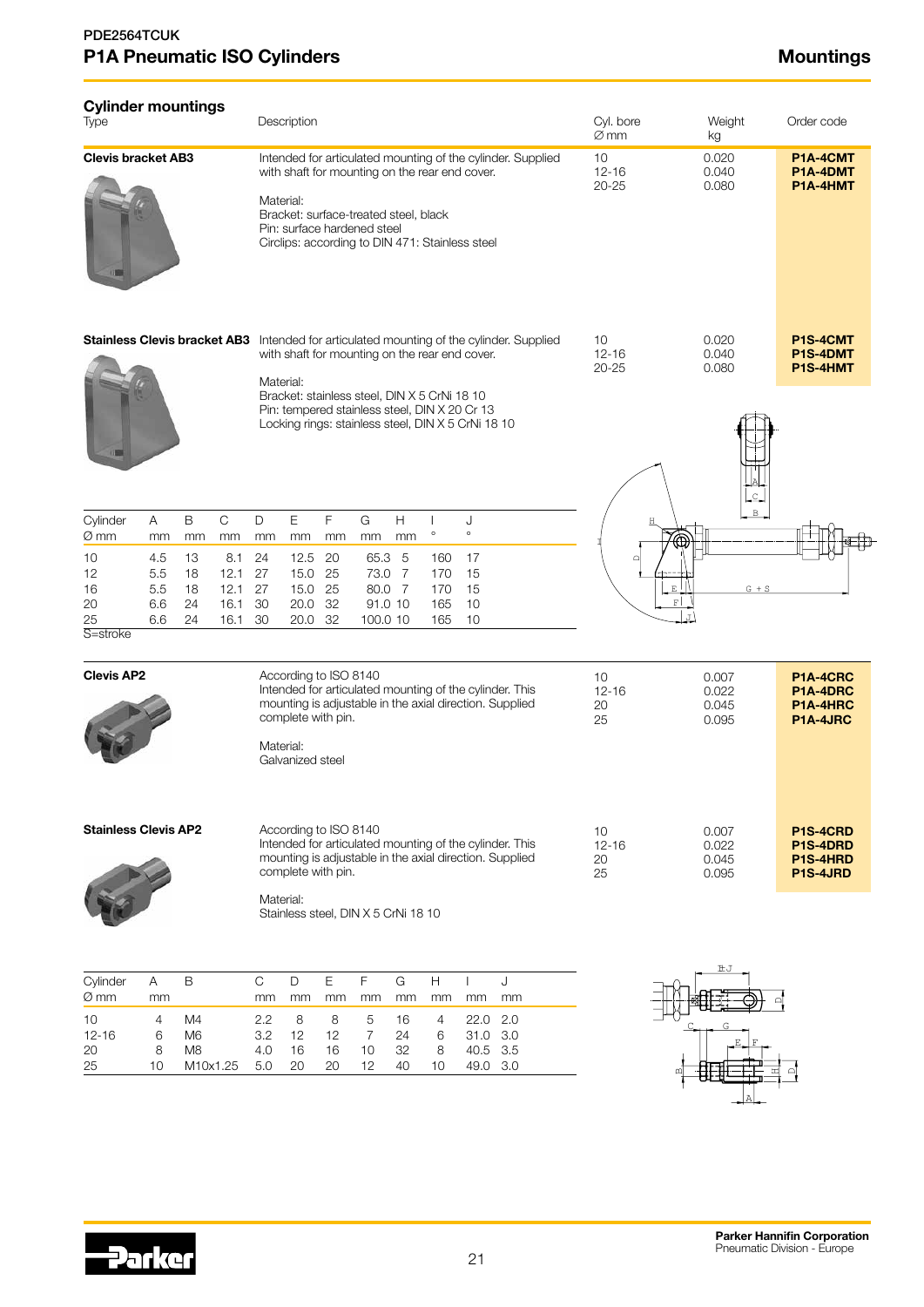PDE2564TCUK

# P1A Pneumatic ISO Cylinders

## Mountings

### Cylinder mountings

| Type | Description | Cyl. bore Ø mm | Weight kg | Order code |
|---|---|---|---|---|
| **Clevis bracket AB3** | Intended for articulated mounting of the cylinder. Supplied with shaft for mounting on the rear end cover. Material: Bracket: surface-treated steel, black; Pin: surface hardened steel; Circlips: according to DIN 471: Stainless steel | 10<br>12-16<br>20-25 | 0.020<br>0.040<br>0.080 | **P1A-4CMT**<br>**P1A-4DMT**<br>**P1A-4HMT** |
| **Stainless Clevis bracket AB3** | Intended for articulated mounting of the cylinder. Supplied with shaft for mounting on the rear end cover. Material: Bracket: stainless steel, DIN X 5 CrNi 18 10; Pin: tempered stainless steel, DIN X 20 Cr 13; Locking rings: stainless steel, DIN X 5 CrNi 18 10 | 10<br>12-16<br>20-25 | 0.020<br>0.040<br>0.080 | **P1S-4CMT**<br>**P1S-4DMT**<br>**P1S-4HMT** |

| Cylinder Ø mm | A mm | B mm | C mm | D mm | E mm | F mm | G mm | H mm | I ° | J ° |
|---|---|---|---|---|---|---|---|---|---|---|
| 10 | 4.5 | 13 | 8.1 | 24 | 12.5 | 20 | 65.3 | 5 | 160 | 17 |
| 12 | 5.5 | 18 | 12.1 | 27 | 15.0 | 25 | 73.0 | 7 | 170 | 15 |
| 16 | 5.5 | 18 | 12.1 | 27 | 15.0 | 25 | 80.0 | 7 | 170 | 15 |
| 20 | 6.6 | 24 | 16.1 | 30 | 20.0 | 32 | 91.0 | 10 | 165 | 10 |
| 25 | 6.6 | 24 | 16.1 | 30 | 20.0 | 32 | 100.0 | 10 | 165 | 10 |

S=stroke

| Type | Description | Cyl. bore Ø mm | Weight kg | Order code |
|---|---|---|---|---|
| **Clevis AP2** | According to ISO 8140. Intended for articulated mounting of the cylinder. This mounting is adjustable in the axial direction. Supplied complete with pin. Material: Galvanized steel | 10<br>12-16<br>20<br>25 | 0.007<br>0.022<br>0.045<br>0.095 | **P1A-4CRC**<br>**P1A-4DRC**<br>**P1A-4HRC**<br>**P1A-4JRC** |
| **Stainless Clevis AP2** | According to ISO 8140. Intended for articulated mounting of the cylinder. This mounting is adjustable in the axial direction. Supplied complete with pin. Material: Stainless steel, DIN X 5 CrNi 18 10 | 10<br>12-16<br>20<br>25 | 0.007<br>0.022<br>0.045<br>0.095 | **P1S-4CRD**<br>**P1S-4DRD**<br>**P1S-4HRD**<br>**P1S-4JRD** |

| Cylinder Ø mm | A mm | B | C mm | D mm | E mm | F mm | G mm | H mm | I mm | J mm |
|---|---|---|---|---|---|---|---|---|---|---|
| 10 | 4 | M4 | 2.2 | 8 | 8 | 5 | 16 | 4 | 22.0 | 2.0 |
| 12-16 | 6 | M6 | 3.2 | 12 | 12 | 7 | 24 | 6 | 31.0 | 3.0 |
| 20 | 8 | M8 | 4.0 | 16 | 16 | 10 | 32 | 8 | 40.5 | 3.5 |
| 25 | 10 | M10x1.25 | 5.0 | 20 | 20 | 12 | 40 | 10 | 49.0 | 3.0 |

Parker Hannifin Corporation
Pneumatic Division - Europe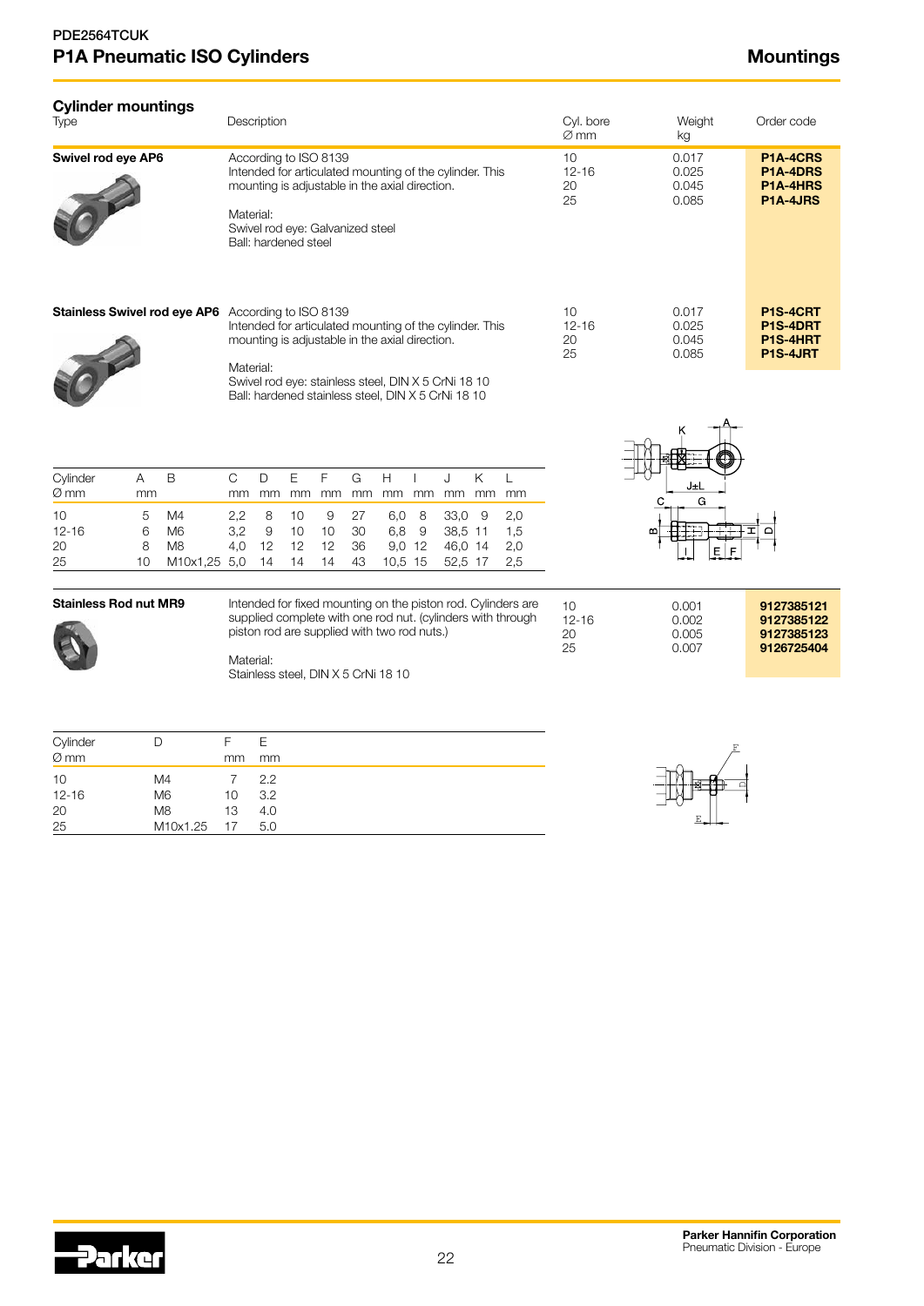PDE2564TCUK

# P1A Pneumatic ISO Cylinders

# Mountings

## Cylinder mountings

| Type | Description | Cyl. bore Ø mm | Weight kg | Order code |
|---|---|---|---|---|
| **Swivel rod eye AP6** | According to ISO 8139<br>Intended for articulated mounting of the cylinder. This mounting is adjustable in the axial direction.<br><br>Material:<br>Swivel rod eye: Galvanized steel<br>Ball: hardened steel | 10<br>12-16<br>20<br>25 | 0.017<br>0.025<br>0.045<br>0.085 | **P1A-4CRS**<br>**P1A-4DRS**<br>**P1A-4HRS**<br>**P1A-4JRS** |
| **Stainless Swivel rod eye AP6** | According to ISO 8139<br>Intended for articulated mounting of the cylinder. This mounting is adjustable in the axial direction.<br><br>Material:<br>Swivel rod eye: stainless steel, DIN X 5 CrNi 18 10<br>Ball: hardened stainless steel, DIN X 5 CrNi 18 10 | 10<br>12-16<br>20<br>25 | 0.017<br>0.025<br>0.045<br>0.085 | **P1S-4CRT**<br>**P1S-4DRT**<br>**P1S-4HRT**<br>**P1S-4JRT** |

| Cylinder Ø mm | A mm | B | C mm | D mm | E mm | F mm | G mm | H mm | I mm | J mm | K mm | L mm |
|---|---|---|---|---|---|---|---|---|---|---|---|---|
| 10 | 5 | M4 | 2,2 | 8 | 10 | 9 | 27 | 6,0 | 8 | 33,0 | 9 | 2,0 |
| 12-16 | 6 | M6 | 3,2 | 9 | 10 | 10 | 30 | 6,8 | 9 | 38,5 | 11 | 1,5 |
| 20 | 8 | M8 | 4,0 | 12 | 12 | 12 | 36 | 9,0 | 12 | 46,0 | 14 | 2,0 |
| 25 | 10 | M10x1,25 | 5,0 | 14 | 14 | 14 | 43 | 10,5 | 15 | 52,5 | 17 | 2,5 |

| Type | Description | Cyl. bore Ø mm | Weight kg | Order code |
|---|---|---|---|---|
| **Stainless Rod nut MR9** | Intended for fixed mounting on the piston rod. Cylinders are supplied complete with one rod nut. (cylinders with through piston rod are supplied with two rod nuts.)<br><br>Material:<br>Stainless steel, DIN X 5 CrNi 18 10 | 10<br>12-16<br>20<br>25 | 0.001<br>0.002<br>0.005<br>0.007 | **9127385121**<br>**9127385122**<br>**9127385123**<br>**9126725404** |

| Cylinder Ø mm | D | F mm | E mm |
|---|---|---|---|
| 10 | M4 | 7 | 2.2 |
| 12-16 | M6 | 10 | 3.2 |
| 20 | M8 | 13 | 4.0 |
| 25 | M10x1.25 | 17 | 5.0 |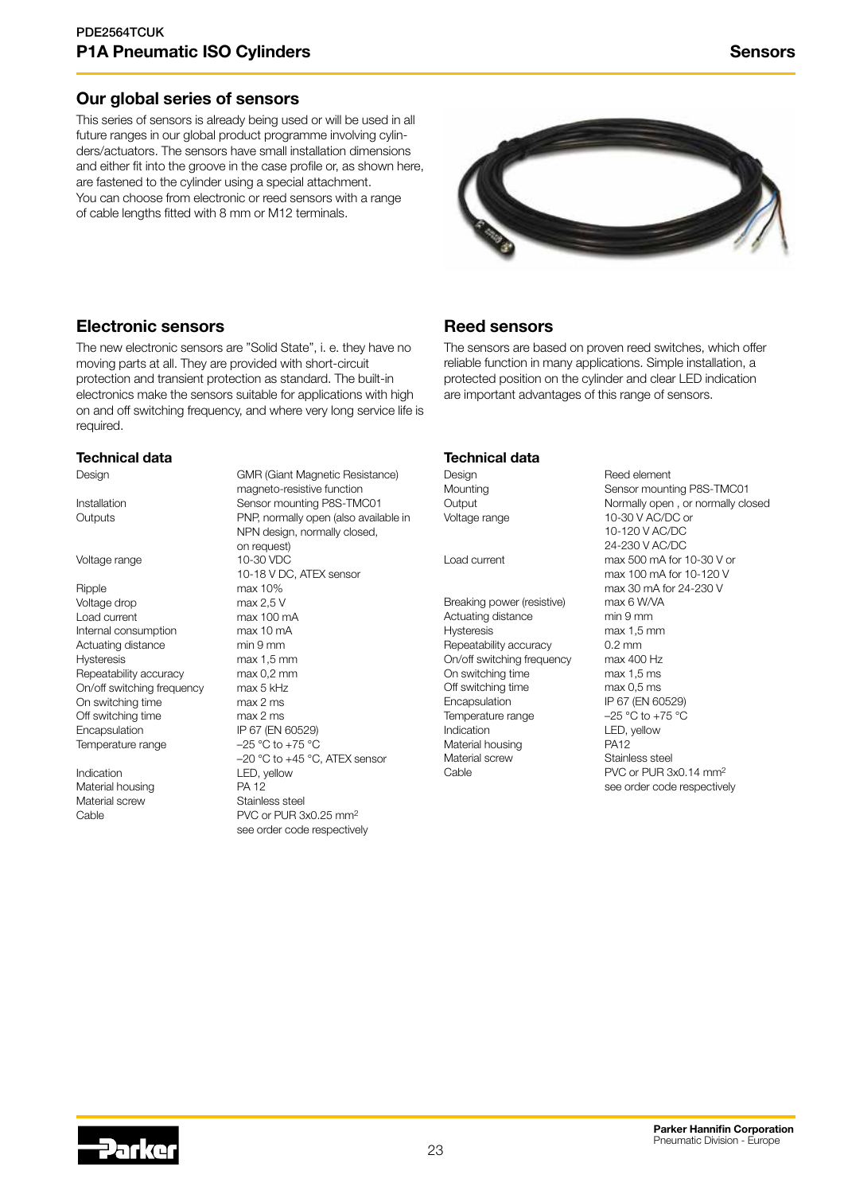## Our global series of sensors

This series of sensors is already being used or will be used in all future ranges in our global product programme involving cylinders/actuators. The sensors have small installation dimensions and either fit into the groove in the case profile or, as shown here, are fastened to the cylinder using a special attachment.
You can choose from electronic or reed sensors with a range of cable lengths fitted with 8 mm or M12 terminals.

## Electronic sensors

The new electronic sensors are "Solid State", i. e. they have no moving parts at all. They are provided with short-circuit protection and transient protection as standard. The built-in electronics make the sensors suitable for applications with high on and off switching frequency, and where very long service life is required.

### Technical data

| | |
|---|---|
| Design | GMR (Giant Magnetic Resistance) magneto-resistive function |
| Installation | Sensor mounting P8S-TMC01 |
| Outputs | PNP, normally open (also available in NPN design, normally closed, on request) |
| Voltage range | 10-30 VDC<br>10-18 V DC, ATEX sensor |
| Ripple | max 10% |
| Voltage drop | max 2,5 V |
| Load current | max 100 mA |
| Internal consumption | max 10 mA |
| Actuating distance | min 9 mm |
| Hysteresis | max 1,5 mm |
| Repeatability accuracy | max 0,2 mm |
| On/off switching frequency | max 5 kHz |
| On switching time | max 2 ms |
| Off switching time | max 2 ms |
| Encapsulation | IP 67 (EN 60529) |
| Temperature range | –25 °C to +75 °C<br>–20 °C to +45 °C, ATEX sensor |
| Indication | LED, yellow |
| Material housing | PA 12 |
| Material screw | Stainless steel |
| Cable | PVC or PUR 3x0.25 mm² see order code respectively |

## Reed sensors

The sensors are based on proven reed switches, which offer reliable function in many applications. Simple installation, a protected position on the cylinder and clear LED indication are important advantages of this range of sensors.

### Technical data

| | |
|---|---|
| Design | Reed element |
| Mounting | Sensor mounting P8S-TMC01 |
| Output | Normally open , or normally closed |
| Voltage range | 10-30 V AC/DC or<br>10-120 V AC/DC<br>24-230 V AC/DC |
| Load current | max 500 mA for 10-30 V or<br>max 100 mA for 10-120 V<br>max 30 mA for 24-230 V |
| Breaking power (resistive) | max 6 W/VA |
| Actuating distance | min 9 mm |
| Hysteresis | max 1,5 mm |
| Repeatability accuracy | 0.2 mm |
| On/off switching frequency | max 400 Hz |
| On switching time | max 1,5 ms |
| Off switching time | max 0,5 ms |
| Encapsulation | IP 67 (EN 60529) |
| Temperature range | –25 °C to +75 °C |
| Indication | LED, yellow |
| Material housing | PA12 |
| Material screw | Stainless steel |
| Cable | PVC or PUR 3x0.14 mm² see order code respectively |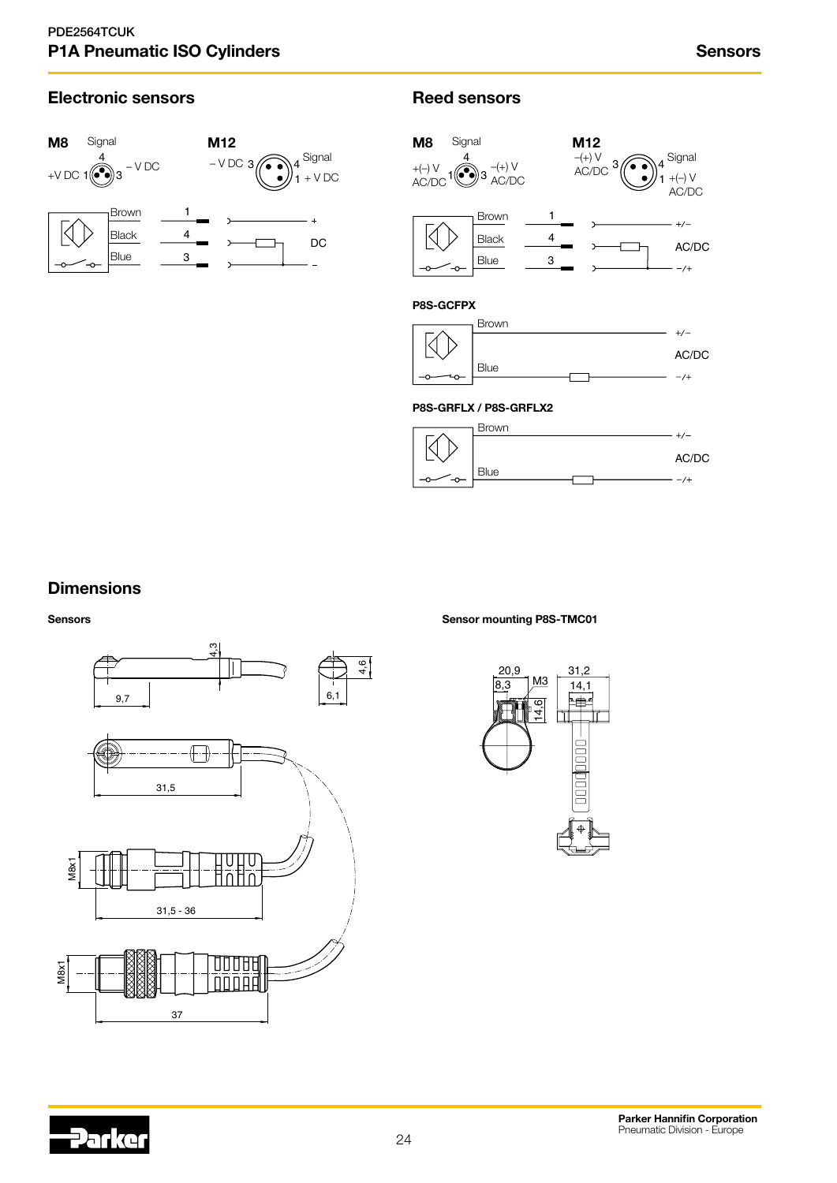PDE2564TCUK

# P1A Pneumatic ISO Cylinders

Sensors

## Electronic sensors

**M8**

Signal 4
+V DC 1 3 – V DC

**M12**

– V DC 3 4 Signal
1 + V DC

| Wire | Pin | |
|---|---|---|
| Brown | 1 | + |
| Black | 4 | DC |
| Blue | 3 | – |

## Reed sensors

**M8**

Signal 4
+(–) V AC/DC 1 3 –(+) V AC/DC

**M12**

–(+) V AC/DC 3 4 Signal
1 +(–) V AC/DC

| Wire | Pin | |
|---|---|---|
| Brown | 1 | +/– |
| Black | 4 | AC/DC |
| Blue | 3 | –/+ |

**P8S-GCFPX**

| Wire | |
|---|---|
| Brown | +/– |
| | AC/DC |
| Blue | –/+ |

**P8S-GRFLX / P8S-GRFLX2**

| Wire | |
|---|---|
| Brown | +/– |
| | AC/DC |
| Blue | –/+ |

## Dimensions

**Sensors**

4,3 · 9,7 · 4,6 · 6,1 · 31,5 · M8x1 · 31,5 - 36 · M8x1 · 37

**Sensor mounting P8S-TMC01**

20,9 · 8,3 · M3 · 14,6 · 31,2 · 14,1

**Parker Hannifin Corporation**
Pneumatic Division - Europe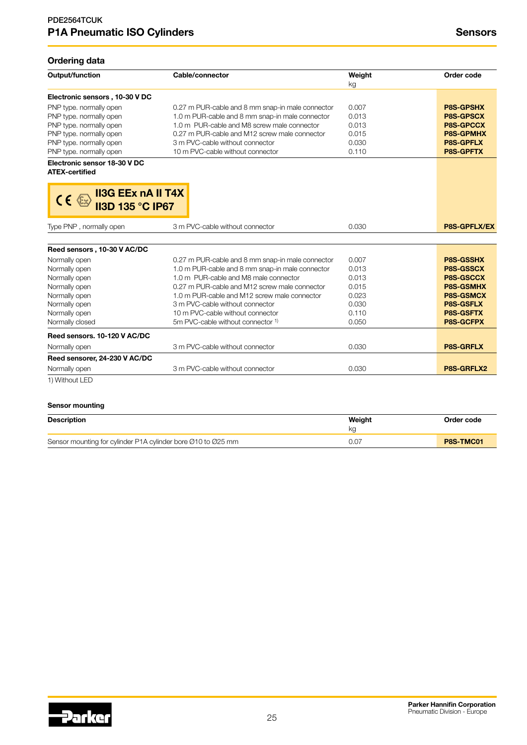## Ordering data

| Output/function | Cable/connector | Weight kg | Order code |
|---|---|---|---|
| **Electronic sensors , 10-30 V DC** | | | |
| PNP type. normally open | 0.27 m PUR-cable and 8 mm snap-in male connector | 0.007 | **P8S-GPSHX** |
| PNP type. normally open | 1.0 m PUR-cable and 8 mm snap-in male connector | 0.013 | **P8S-GPSCX** |
| PNP type. normally open | 1.0 m PUR-cable and M8 screw male connector | 0.013 | **P8S-GPCCX** |
| PNP type. normally open | 0.27 m PUR-cable and M12 screw male connector | 0.015 | **P8S-GPMHX** |
| PNP type. normally open | 3 m PVC-cable without connector | 0.030 | **P8S-GPFLX** |
| PNP type. normally open | 10 m PVC-cable without connector | 0.110 | **P8S-GPFTX** |
| **Electronic sensor 18-30 V DC ATEX-certified** | | | |
| CE Ex **II3G EEx nA II T4X II3D 135 °C IP67** | | | |
| Type PNP , normally open | 3 m PVC-cable without connector | 0.030 | **P8S-GPFLX/EX** |
| **Reed sensors , 10-30 V AC/DC** | | | |
| Normally open | 0.27 m PUR-cable and 8 mm snap-in male connector | 0.007 | **P8S-GSSHX** |
| Normally open | 1.0 m PUR-cable and 8 mm snap-in male connector | 0.013 | **P8S-GSSCX** |
| Normally open | 1.0 m PUR-cable and M8 male connector | 0.013 | **P8S-GSCCX** |
| Normally open | 0.27 m PUR-cable and M12 screw male connector | 0.015 | **P8S-GSMHX** |
| Normally open | 1.0 m PUR-cable and M12 screw male connector | 0.023 | **P8S-GSMCX** |
| Normally open | 3 m PVC-cable without connector | 0.030 | **P8S-GSFLX** |
| Normally open | 10 m PVC-cable without connector | 0.110 | **P8S-GSFTX** |
| Normally closed | 5m PVC-cable without connector [1] | 0.050 | **P8S-GCFPX** |
| **Reed sensors. 10-120 V AC/DC** | | | |
| Normally open | 3 m PVC-cable without connector | 0.030 | **P8S-GRFLX** |
| **Reed sensorer, 24-230 V AC/DC** | | | |
| Normally open | 3 m PVC-cable without connector | 0.030 | **P8S-GRFLX2** |

1) Without LED

### Sensor mounting

| Description | Weight kg | Order code |
|---|---|---|
| Sensor mounting for cylinder P1A cylinder bore Ø10 to Ø25 mm | 0.07 | **P8S-TMC01** |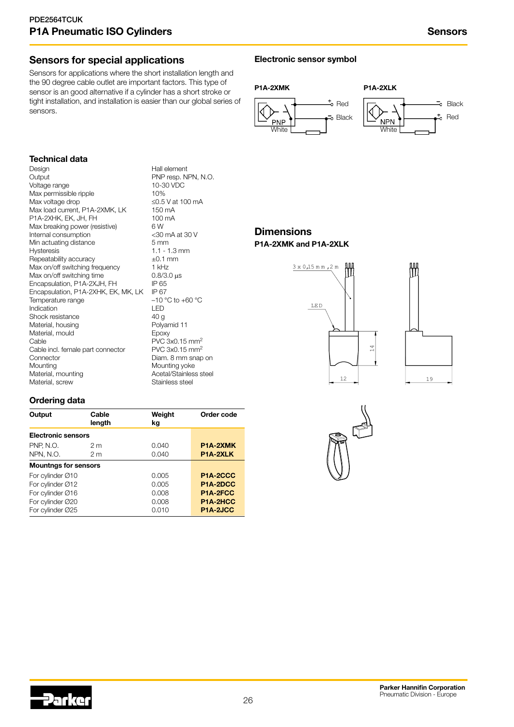## Sensors for special applications

Sensors for applications where the short installation length and the 90 degree cable outlet are important factors. This type of sensor is an good alternative if a cylinder has a short stroke or tight installation, and installation is easier than our global series of sensors.

## Electronic sensor symbol

**P1A-2XMK**

PNP, White, Red, Black

**P1A-2XLK**

NPN, White, Black, Red

### Technical data

| | |
|---|---|
| Design | Hall element |
| Output | PNP resp. NPN, N.O. |
| Voltage range | 10-30 VDC |
| Max permissible ripple | 10% |
| Max voltage drop | ≤0.5 V at 100 mA |
| Max load current, P1A-2XMK, LK | 150 mA |
| P1A-2XHK, EK, JH, FH | 100 mA |
| Max breaking power (resistive) | 6 W |
| Internal consumption | <30 mA at 30 V |
| Min actuating distance | 5 mm |
| Hysteresis | 1.1 - 1.3 mm |
| Repeatability accuracy | ±0.1 mm |
| Max on/off switching frequency | 1 kHz |
| Max on/off switching time | 0.8/3.0 µs |
| Encapsulation, P1A-2XJH, FH | IP 65 |
| Encapsulation, P1A-2XHK, EK, MK, LK | IP 67 |
| Temperature range | –10 °C to +60 °C |
| Indication | LED |
| Shock resistance | 40 g |
| Material, housing | Polyamid 11 |
| Material, mould | Epoxy |
| Cable | PVC 3x0.15 mm$^2$ |
| Cable incl. female part connector | PVC 3x0.15 mm$^2$ |
| Connector | Diam. 8 mm snap on |
| Mounting | Mounting yoke |
| Material, mounting | Acetal/Stainless steel |
| Material, screw | Stainless steel |

## Dimensions

**P1A-2XMK and P1A-2XLK**

3 x 0,15 mm, 2 m · LED · 14 · 12 · 19

### Ordering data

| Output | Cable length | Weight kg | Order code |
|---|---|---|---|
| **Electronic sensors** | | | |
| PNP, N.O. | 2 m | 0.040 | **P1A-2XMK** |
| NPN, N.O. | 2 m | 0.040 | **P1A-2XLK** |
| **Mountngs for sensors** | | | |
| For cylinder Ø10 | | 0.005 | **P1A-2CCC** |
| For cylinder Ø12 | | 0.005 | **P1A-2DCC** |
| For cylinder Ø16 | | 0.008 | **P1A-2FCC** |
| For cylinder Ø20 | | 0.008 | **P1A-2HCC** |
| For cylinder Ø25 | | 0.010 | **P1A-2JCC** |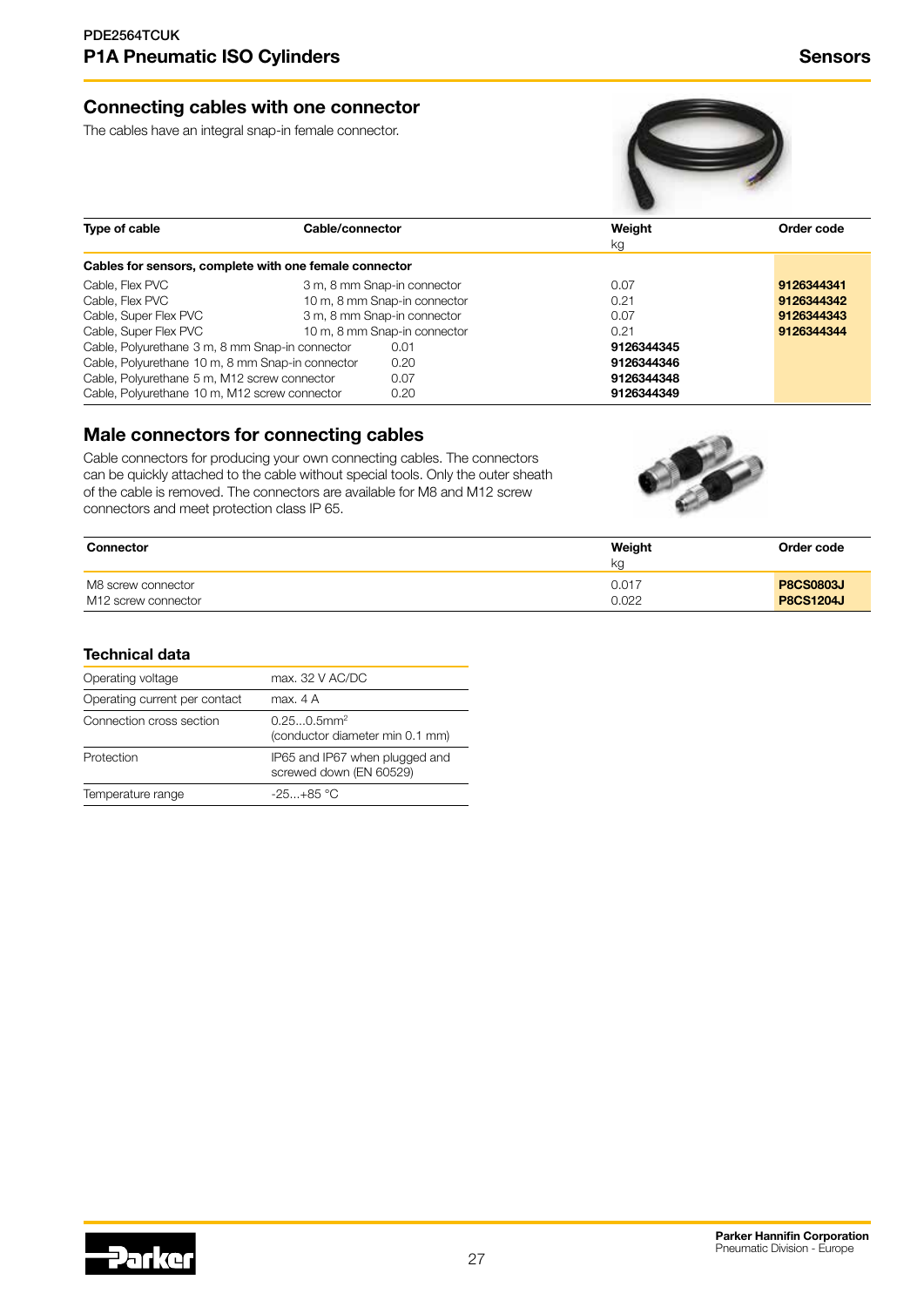## Connecting cables with one connector

The cables have an integral snap-in female connector.

| Type of cable | Cable/connector | Weight kg | Order code |
|---|---|---|---|
| **Cables for sensors, complete with one female connector** | | | |
| Cable, Flex PVC | 3 m, 8 mm Snap-in connector | 0.07 | **9126344341** |
| Cable, Flex PVC | 10 m, 8 mm Snap-in connector | 0.21 | **9126344342** |
| Cable, Super Flex PVC | 3 m, 8 mm Snap-in connector | 0.07 | **9126344343** |
| Cable, Super Flex PVC | 10 m, 8 mm Snap-in connector | 0.21 | **9126344344** |
| Cable, Polyurethane | 3 m, 8 mm Snap-in connector | 0.01 | **9126344345** |
| Cable, Polyurethane | 10 m, 8 mm Snap-in connector | 0.20 | **9126344346** |
| Cable, Polyurethane | 5 m, M12 screw connector | 0.07 | **9126344348** |
| Cable, Polyurethane | 10 m, M12 screw connector | 0.20 | **9126344349** |

## Male connectors for connecting cables

Cable connectors for producing your own connecting cables. The connectors can be quickly attached to the cable without special tools. Only the outer sheath of the cable is removed. The connectors are available for M8 and M12 screw connectors and meet protection class IP 65.

| Connector | Weight kg | Order code |
|---|---|---|
| M8 screw connector | 0.017 | **P8CS0803J** |
| M12 screw connector | 0.022 | **P8CS1204J** |

### Technical data

| | |
|---|---|
| Operating voltage | max. 32 V AC/DC |
| Operating current per contact | max. 4 A |
| Connection cross section | 0.25...0.5mm$^2$ (conductor diameter min 0.1 mm) |
| Protection | IP65 and IP67 when plugged and screwed down (EN 60529) |
| Temperature range | -25...+85 °C |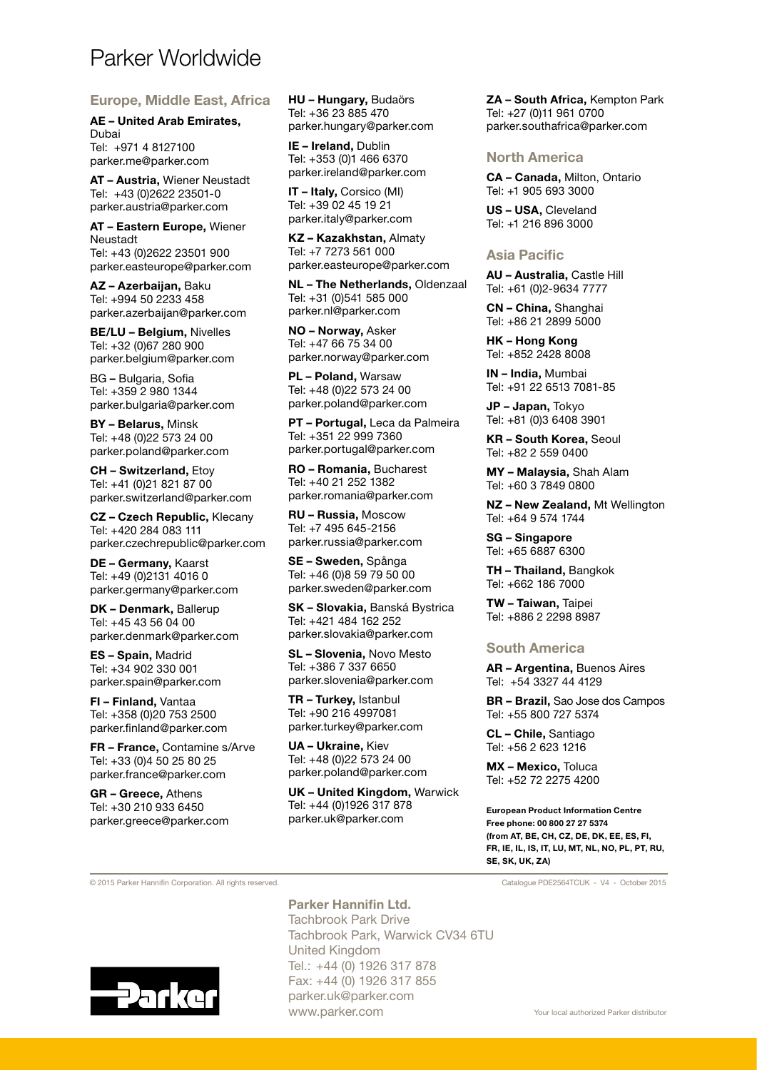# Parker Worldwide

## Europe, Middle East, Africa

**AE – United Arab Emirates,** Dubai
Tel: +971 4 8127100
parker.me@parker.com

**AT – Austria,** Wiener Neustadt
Tel: +43 (0)2622 23501-0
parker.austria@parker.com

**AT – Eastern Europe,** Wiener Neustadt
Tel: +43 (0)2622 23501 900
parker.easteurope@parker.com

**AZ – Azerbaijan,** Baku
Tel: +994 50 2233 458
parker.azerbaijan@parker.com

**BE/LU – Belgium,** Nivelles
Tel: +32 (0)67 280 900
parker.belgium@parker.com

BG **–** Bulgaria, Sofia
Tel: +359 2 980 1344
parker.bulgaria@parker.com

**BY – Belarus,** Minsk
Tel: +48 (0)22 573 24 00
parker.poland@parker.com

**CH – Switzerland,** Etoy
Tel: +41 (0)21 821 87 00
parker.switzerland@parker.com

**CZ – Czech Republic,** Klecany
Tel: +420 284 083 111
parker.czechrepublic@parker.com

**DE – Germany,** Kaarst
Tel: +49 (0)2131 4016 0
parker.germany@parker.com

**DK – Denmark,** Ballerup
Tel: +45 43 56 04 00
parker.denmark@parker.com

**ES – Spain,** Madrid
Tel: +34 902 330 001
parker.spain@parker.com

**FI – Finland,** Vantaa
Tel: +358 (0)20 753 2500
parker.finland@parker.com

**FR – France,** Contamine s/Arve
Tel: +33 (0)4 50 25 80 25
parker.france@parker.com

**GR – Greece,** Athens
Tel: +30 210 933 6450
parker.greece@parker.com

**HU – Hungary,** Budaörs
Tel: +36 23 885 470
parker.hungary@parker.com

**IE – Ireland,** Dublin
Tel: +353 (0)1 466 6370
parker.ireland@parker.com

**IT – Italy,** Corsico (MI)
Tel: +39 02 45 19 21
parker.italy@parker.com

**KZ – Kazakhstan,** Almaty
Tel: +7 7273 561 000
parker.easteurope@parker.com

**NL – The Netherlands,** Oldenzaal
Tel: +31 (0)541 585 000
parker.nl@parker.com

**NO – Norway,** Asker
Tel: +47 66 75 34 00
parker.norway@parker.com

**PL – Poland,** Warsaw
Tel: +48 (0)22 573 24 00
parker.poland@parker.com

**PT – Portugal,** Leca da Palmeira
Tel: +351 22 999 7360
parker.portugal@parker.com

**RO – Romania,** Bucharest
Tel: +40 21 252 1382
parker.romania@parker.com

**RU – Russia,** Moscow
Tel: +7 495 645-2156
parker.russia@parker.com

**SE – Sweden,** Spånga
Tel: +46 (0)8 59 79 50 00
parker.sweden@parker.com

**SK – Slovakia,** Banská Bystrica
Tel: +421 484 162 252
parker.slovakia@parker.com

**SL – Slovenia,** Novo Mesto
Tel: +386 7 337 6650
parker.slovenia@parker.com

**TR – Turkey,** Istanbul
Tel: +90 216 4997081
parker.turkey@parker.com

**UA – Ukraine,** Kiev
Tel: +48 (0)22 573 24 00
parker.poland@parker.com

**UK – United Kingdom,** Warwick
Tel: +44 (0)1926 317 878
parker.uk@parker.com

**ZA – South Africa,** Kempton Park
Tel: +27 (0)11 961 0700
parker.southafrica@parker.com

## North America

**CA – Canada,** Milton, Ontario
Tel: +1 905 693 3000

**US – USA,** Cleveland
Tel: +1 216 896 3000

## Asia Pacific

**AU – Australia,** Castle Hill
Tel: +61 (0)2-9634 7777

**CN – China,** Shanghai
Tel: +86 21 2899 5000

**HK – Hong Kong**
Tel: +852 2428 8008

**IN – India,** Mumbai
Tel: +91 22 6513 7081-85

**JP – Japan,** Tokyo
Tel: +81 (0)3 6408 3901

**KR – South Korea,** Seoul
Tel: +82 2 559 0400

**MY – Malaysia,** Shah Alam
Tel: +60 3 7849 0800

**NZ – New Zealand,** Mt Wellington
Tel: +64 9 574 1744

**SG – Singapore**
Tel: +65 6887 6300

**TH – Thailand,** Bangkok
Tel: +662 186 7000

**TW – Taiwan,** Taipei
Tel: +886 2 2298 8987

## South America

**AR – Argentina,** Buenos Aires
Tel: +54 3327 44 4129

**BR – Brazil,** Sao Jose dos Campos
Tel: +55 800 727 5374

**CL – Chile,** Santiago
Tel: +56 2 623 1216

**MX – Mexico,** Toluca
Tel: +52 72 2275 4200

**European Product Information Centre**
**Free phone: 00 800 27 27 5374**
**(from AT, BE, CH, CZ, DE, DK, EE, ES, FI, FR, IE, IL, IS, IT, LU, MT, NL, NO, PL, PT, RU, SE, SK, UK, ZA)**

© 2015 Parker Hannifin Corporation. All rights reserved.

Catalogue PDE2564TCUK - V4 - October 2015

**Parker Hannifin Ltd.**
Tachbrook Park Drive
Tachbrook Park, Warwick CV34 6TU
United Kingdom
Tel.: +44 (0) 1926 317 878
Fax: +44 (0) 1926 317 855
parker.uk@parker.com
www.parker.com

Your local authorized Parker distributor